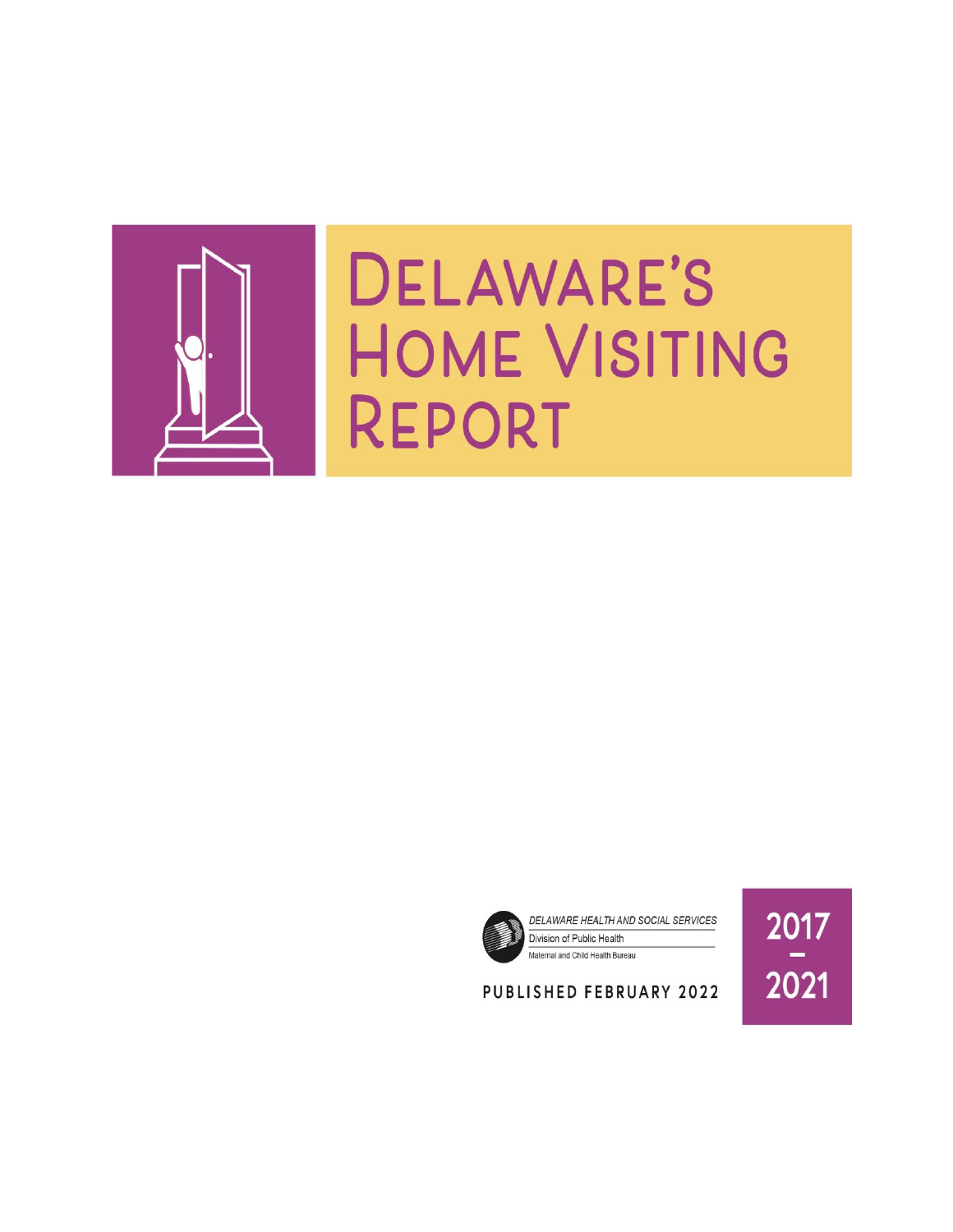# Delaware's Home Visiting Report

DELAWARE HEALTH AND SOCIAL SERVICES

Division of Public Health

Maternal and Child Health Bureau

PUBLISHED FEBRUARY 2022

2017 – 2021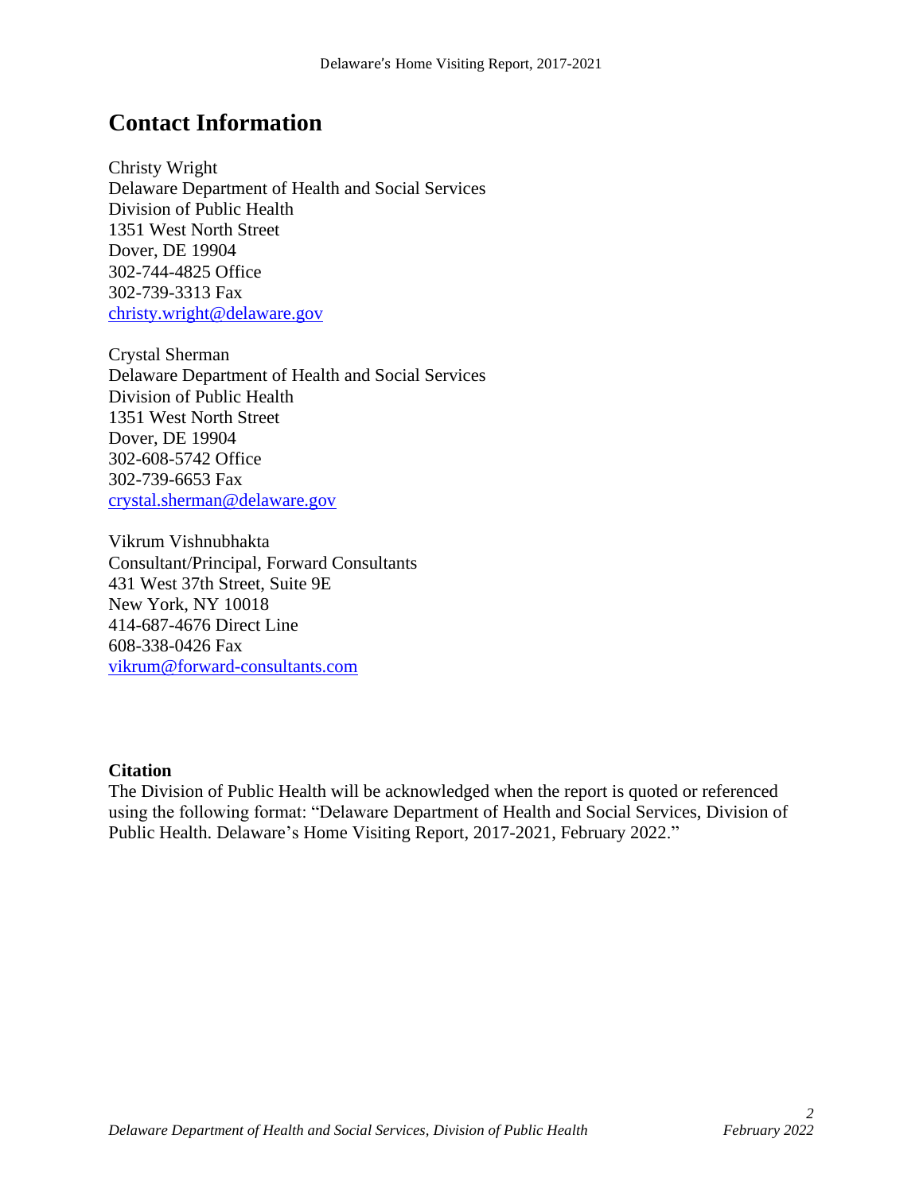## Contact Information

Christy Wright  
Delaware Department of Health and Social Services  
Division of Public Health  
1351 West North Street  
Dover, DE 19904  
302-744-4825 Office  
302-739-3313 Fax  
christy.wright@delaware.gov

Crystal Sherman  
Delaware Department of Health and Social Services  
Division of Public Health  
1351 West North Street  
Dover, DE 19904  
302-608-5742 Office  
302-739-6653 Fax  
crystal.sherman@delaware.gov

Vikrum Vishnubhakta  
Consultant/Principal, Forward Consultants  
431 West 37th Street, Suite 9E  
New York, NY 10018  
414-687-4676 Direct Line  
608-338-0426 Fax  
vikrum@forward-consultants.com

**Citation**  
The Division of Public Health will be acknowledged when the report is quoted or referenced using the following format: "Delaware Department of Health and Social Services, Division of Public Health. Delaware's Home Visiting Report, 2017-2021, February 2022."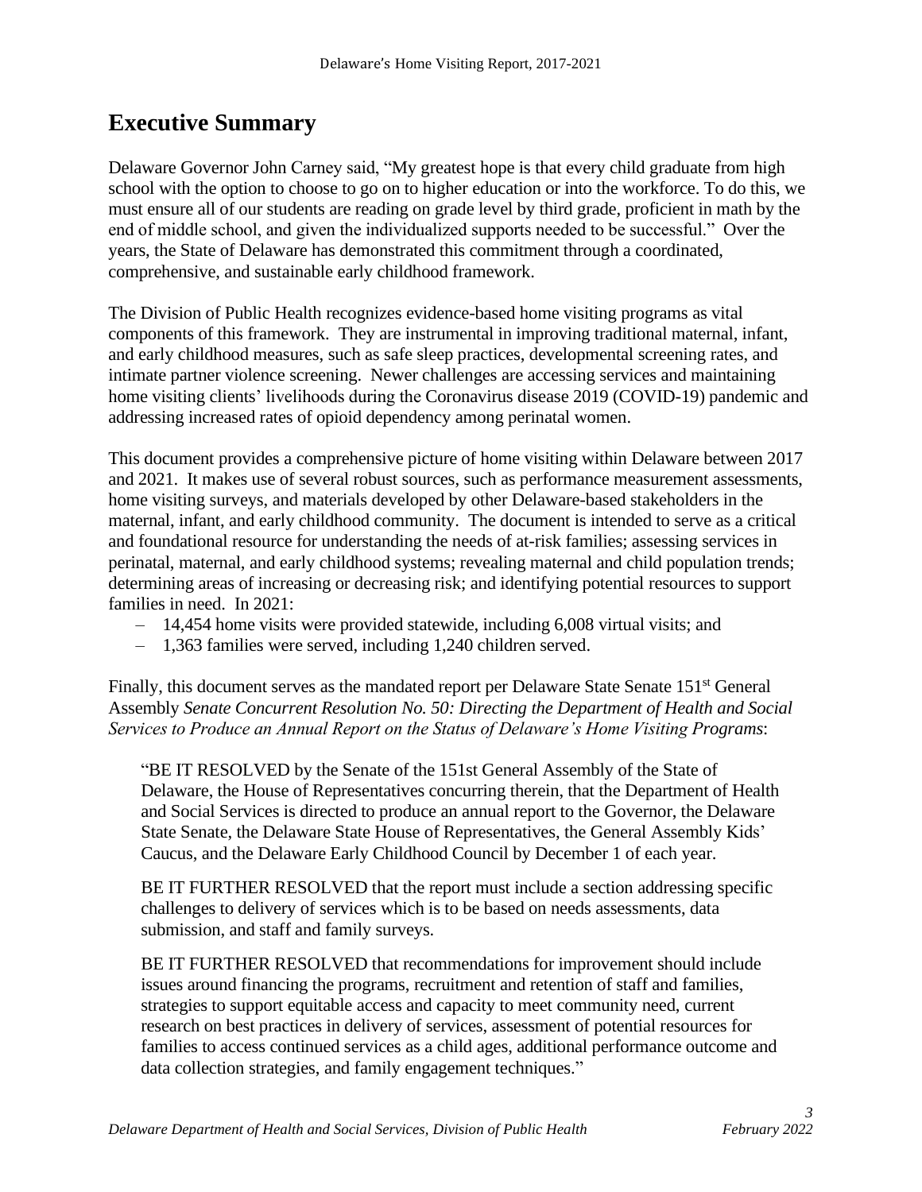# Executive Summary

Delaware Governor John Carney said, "My greatest hope is that every child graduate from high school with the option to choose to go on to higher education or into the workforce. To do this, we must ensure all of our students are reading on grade level by third grade, proficient in math by the end of middle school, and given the individualized supports needed to be successful." Over the years, the State of Delaware has demonstrated this commitment through a coordinated, comprehensive, and sustainable early childhood framework.

The Division of Public Health recognizes evidence-based home visiting programs as vital components of this framework. They are instrumental in improving traditional maternal, infant, and early childhood measures, such as safe sleep practices, developmental screening rates, and intimate partner violence screening. Newer challenges are accessing services and maintaining home visiting clients' livelihoods during the Coronavirus disease 2019 (COVID-19) pandemic and addressing increased rates of opioid dependency among perinatal women.

This document provides a comprehensive picture of home visiting within Delaware between 2017 and 2021. It makes use of several robust sources, such as performance measurement assessments, home visiting surveys, and materials developed by other Delaware-based stakeholders in the maternal, infant, and early childhood community. The document is intended to serve as a critical and foundational resource for understanding the needs of at-risk families; assessing services in perinatal, maternal, and early childhood systems; revealing maternal and child population trends; determining areas of increasing or decreasing risk; and identifying potential resources to support families in need. In 2021:

- 14,454 home visits were provided statewide, including 6,008 virtual visits; and
- 1,363 families were served, including 1,240 children served.

Finally, this document serves as the mandated report per Delaware State Senate 151st General Assembly *Senate Concurrent Resolution No. 50: Directing the Department of Health and Social Services to Produce an Annual Report on the Status of Delaware's Home Visiting Programs*:

> "BE IT RESOLVED by the Senate of the 151st General Assembly of the State of Delaware, the House of Representatives concurring therein, that the Department of Health and Social Services is directed to produce an annual report to the Governor, the Delaware State Senate, the Delaware State House of Representatives, the General Assembly Kids' Caucus, and the Delaware Early Childhood Council by December 1 of each year.
>
> BE IT FURTHER RESOLVED that the report must include a section addressing specific challenges to delivery of services which is to be based on needs assessments, data submission, and staff and family surveys.
>
> BE IT FURTHER RESOLVED that recommendations for improvement should include issues around financing the programs, recruitment and retention of staff and families, strategies to support equitable access and capacity to meet community need, current research on best practices in delivery of services, assessment of potential resources for families to access continued services as a child ages, additional performance outcome and data collection strategies, and family engagement techniques."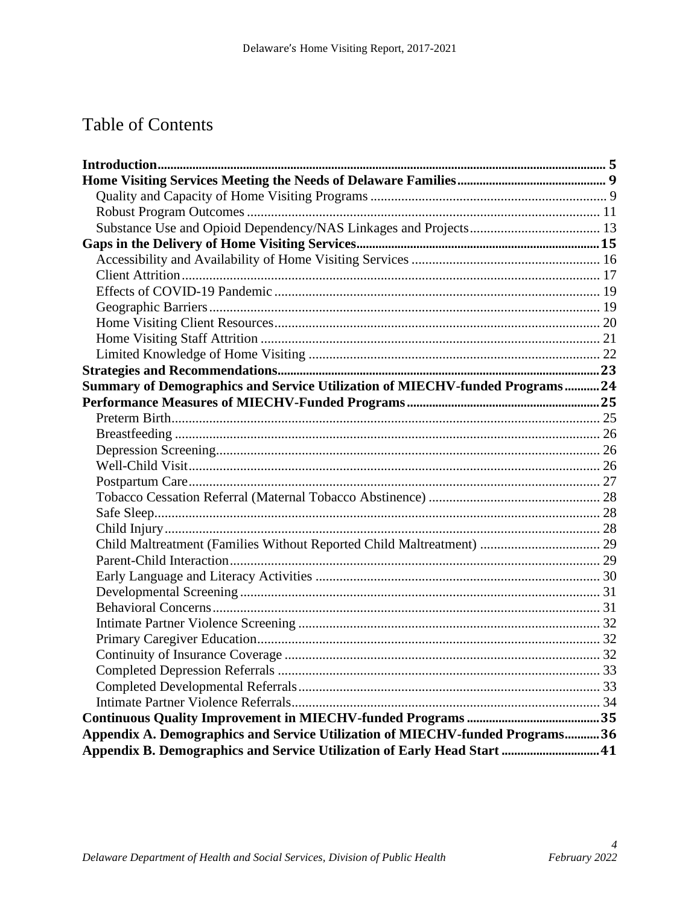# Table of Contents

**Introduction** ... 5

**Home Visiting Services Meeting the Needs of Delaware Families** ... 9

- Quality and Capacity of Home Visiting Programs ... 9
- Robust Program Outcomes ... 11
- Substance Use and Opioid Dependency/NAS Linkages and Projects ... 13

**Gaps in the Delivery of Home Visiting Services** ... 15

- Accessibility and Availability of Home Visiting Services ... 16
- Client Attrition ... 17
- Effects of COVID-19 Pandemic ... 19
- Geographic Barriers ... 19
- Home Visiting Client Resources ... 20
- Home Visiting Staff Attrition ... 21
- Limited Knowledge of Home Visiting ... 22

**Strategies and Recommendations** ... 23

**Summary of Demographics and Service Utilization of MIECHV-funded Programs** ... 24

**Performance Measures of MIECHV-Funded Programs** ... 25

- Preterm Birth ... 25
- Breastfeeding ... 26
- Depression Screening ... 26
- Well-Child Visit ... 26
- Postpartum Care ... 27
- Tobacco Cessation Referral (Maternal Tobacco Abstinence) ... 28
- Safe Sleep ... 28
- Child Injury ... 28
- Child Maltreatment (Families Without Reported Child Maltreatment) ... 29
- Parent-Child Interaction ... 29
- Early Language and Literacy Activities ... 30
- Developmental Screening ... 31
- Behavioral Concerns ... 31
- Intimate Partner Violence Screening ... 32
- Primary Caregiver Education ... 32
- Continuity of Insurance Coverage ... 32
- Completed Depression Referrals ... 33
- Completed Developmental Referrals ... 33
- Intimate Partner Violence Referrals ... 34

**Continuous Quality Improvement in MIECHV-funded Programs** ... 35

**Appendix A. Demographics and Service Utilization of MIECHV-funded Programs** ... 36

**Appendix B. Demographics and Service Utilization of Early Head Start** ... 41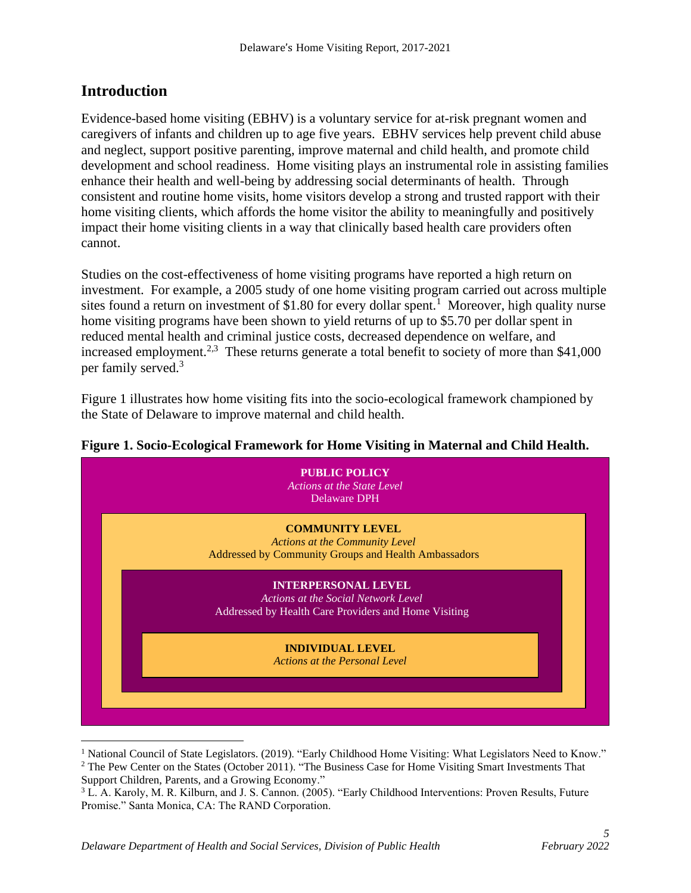## Introduction

Evidence-based home visiting (EBHV) is a voluntary service for at-risk pregnant women and caregivers of infants and children up to age five years. EBHV services help prevent child abuse and neglect, support positive parenting, improve maternal and child health, and promote child development and school readiness. Home visiting plays an instrumental role in assisting families enhance their health and well-being by addressing social determinants of health. Through consistent and routine home visits, home visitors develop a strong and trusted rapport with their home visiting clients, which affords the home visitor the ability to meaningfully and positively impact their home visiting clients in a way that clinically based health care providers often cannot.

Studies on the cost-effectiveness of home visiting programs have reported a high return on investment. For example, a 2005 study of one home visiting program carried out across multiple sites found a return on investment of $1.80 for every dollar spent.[1] Moreover, high quality nurse home visiting programs have been shown to yield returns of up to $5.70 per dollar spent in reduced mental health and criminal justice costs, decreased dependence on welfare, and increased employment.[2,3] These returns generate a total benefit to society of more than $41,000 per family served.[3]

Figure 1 illustrates how home visiting fits into the socio-ecological framework championed by the State of Delaware to improve maternal and child health.

**Figure 1. Socio-Ecological Framework for Home Visiting in Maternal and Child Health.**

**PUBLIC POLICY**
*Actions at the State Level*
Delaware DPH

**COMMUNITY LEVEL**
*Actions at the Community Level*
Addressed by Community Groups and Health Ambassadors

**INTERPERSONAL LEVEL**
*Actions at the Social Network Level*
Addressed by Health Care Providers and Home Visiting

**INDIVIDUAL LEVEL**
*Actions at the Personal Level*

---

[1] National Council of State Legislators. (2019). "Early Childhood Home Visiting: What Legislators Need to Know."

[2] The Pew Center on the States (October 2011). "The Business Case for Home Visiting Smart Investments That Support Children, Parents, and a Growing Economy."

[3] L. A. Karoly, M. R. Kilburn, and J. S. Cannon. (2005). "Early Childhood Interventions: Proven Results, Future Promise." Santa Monica, CA: The RAND Corporation.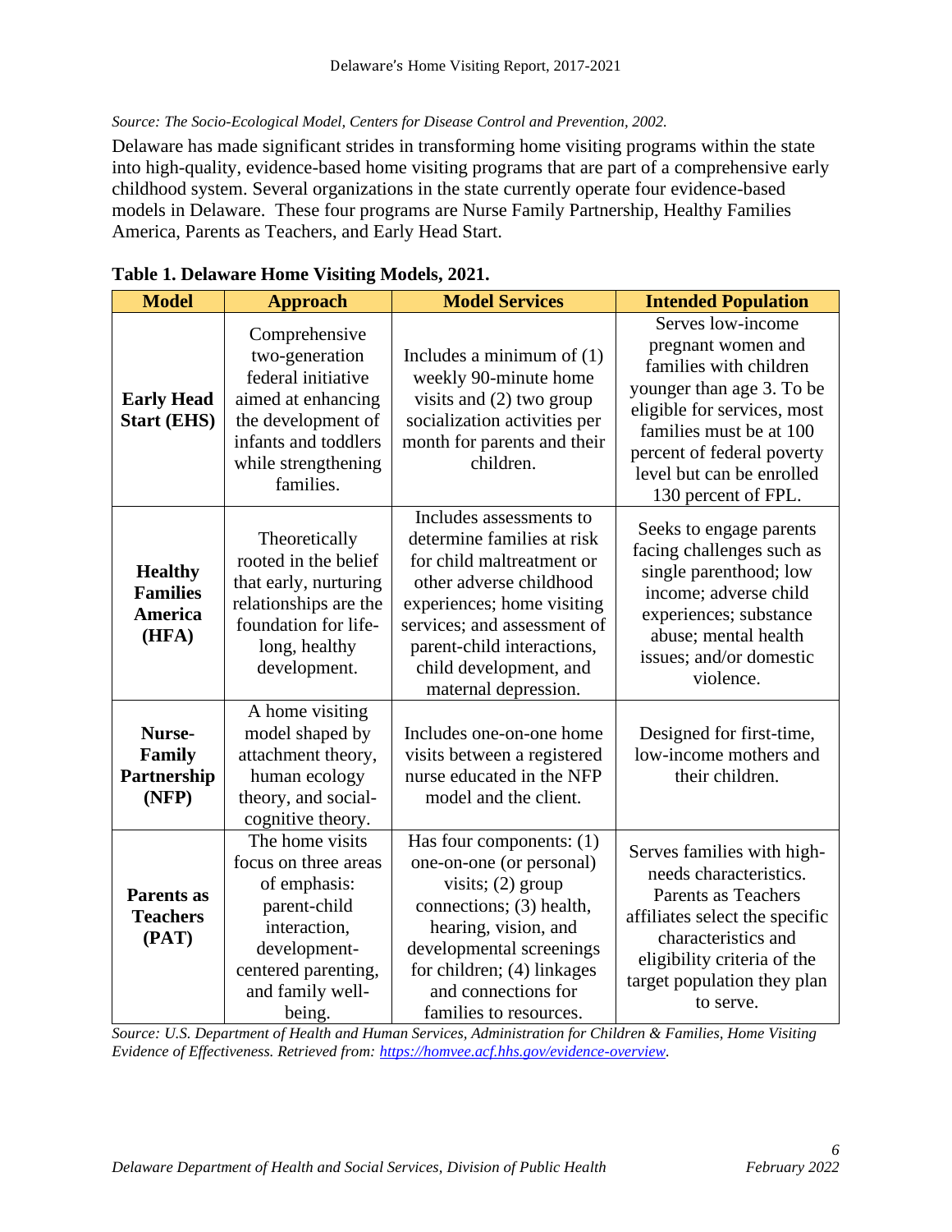*Source: The Socio-Ecological Model, Centers for Disease Control and Prevention, 2002.*

Delaware has made significant strides in transforming home visiting programs within the state into high-quality, evidence-based home visiting programs that are part of a comprehensive early childhood system. Several organizations in the state currently operate four evidence-based models in Delaware. These four programs are Nurse Family Partnership, Healthy Families America, Parents as Teachers, and Early Head Start.

**Table 1. Delaware Home Visiting Models, 2021.**

| Model | Approach | Model Services | Intended Population |
|---|---|---|---|
| **Early Head Start (EHS)** | Comprehensive two-generation federal initiative aimed at enhancing the development of infants and toddlers while strengthening families. | Includes a minimum of (1) weekly 90-minute home visits and (2) two group socialization activities per month for parents and their children. | Serves low-income pregnant women and families with children younger than age 3. To be eligible for services, most families must be at 100 percent of federal poverty level but can be enrolled 130 percent of FPL. |
| **Healthy Families America (HFA)** | Theoretically rooted in the belief that early, nurturing relationships are the foundation for life-long, healthy development. | Includes assessments to determine families at risk for child maltreatment or other adverse childhood experiences; home visiting services; and assessment of parent-child interactions, child development, and maternal depression. | Seeks to engage parents facing challenges such as single parenthood; low income; adverse child experiences; substance abuse; mental health issues; and/or domestic violence. |
| **Nurse-Family Partnership (NFP)** | A home visiting model shaped by attachment theory, human ecology theory, and social-cognitive theory. | Includes one-on-one home visits between a registered nurse educated in the NFP model and the client. | Designed for first-time, low-income mothers and their children. |
| **Parents as Teachers (PAT)** | The home visits focus on three areas of emphasis: parent-child interaction, development-centered parenting, and family well-being. | Has four components: (1) one-on-one (or personal) visits; (2) group connections; (3) health, hearing, vision, and developmental screenings for children; (4) linkages and connections for families to resources. | Serves families with high-needs characteristics. Parents as Teachers affiliates select the specific characteristics and eligibility criteria of the target population they plan to serve. |

*Source: U.S. Department of Health and Human Services, Administration for Children & Families, Home Visiting Evidence of Effectiveness. Retrieved from: https://homvee.acf.hhs.gov/evidence-overview.*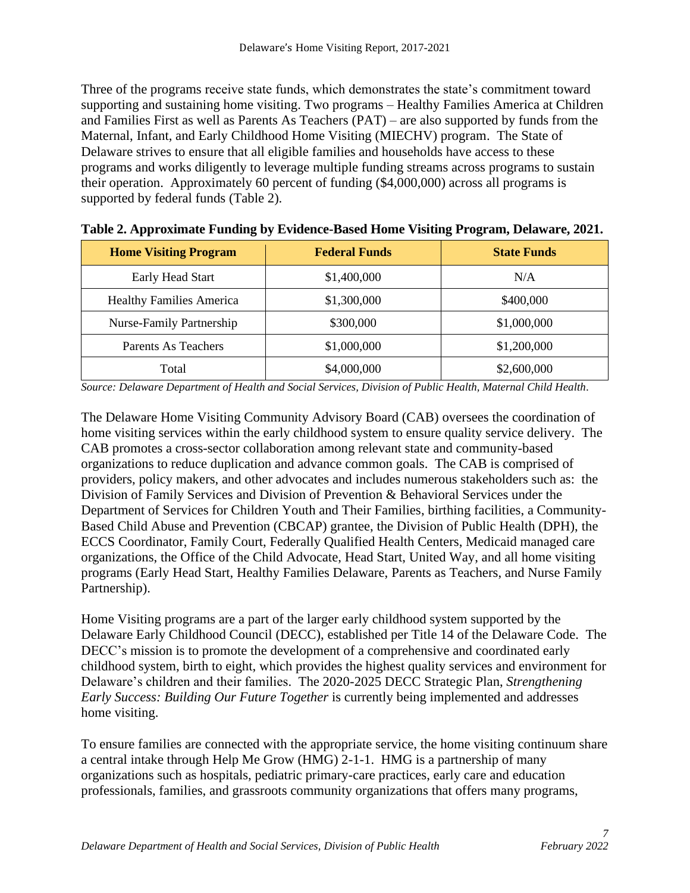Three of the programs receive state funds, which demonstrates the state's commitment toward supporting and sustaining home visiting. Two programs – Healthy Families America at Children and Families First as well as Parents As Teachers (PAT) – are also supported by funds from the Maternal, Infant, and Early Childhood Home Visiting (MIECHV) program. The State of Delaware strives to ensure that all eligible families and households have access to these programs and works diligently to leverage multiple funding streams across programs to sustain their operation. Approximately 60 percent of funding ($4,000,000) across all programs is supported by federal funds (Table 2).

**Table 2. Approximate Funding by Evidence-Based Home Visiting Program, Delaware, 2021.**

| Home Visiting Program | Federal Funds | State Funds |
| --- | --- | --- |
| Early Head Start | $1,400,000 | N/A |
| Healthy Families America | $1,300,000 | $400,000 |
| Nurse-Family Partnership | $300,000 | $1,000,000 |
| Parents As Teachers | $1,000,000 | $1,200,000 |
| Total | $4,000,000 | $2,600,000 |

*Source: Delaware Department of Health and Social Services, Division of Public Health, Maternal Child Health.*

The Delaware Home Visiting Community Advisory Board (CAB) oversees the coordination of home visiting services within the early childhood system to ensure quality service delivery. The CAB promotes a cross-sector collaboration among relevant state and community-based organizations to reduce duplication and advance common goals. The CAB is comprised of providers, policy makers, and other advocates and includes numerous stakeholders such as: the Division of Family Services and Division of Prevention & Behavioral Services under the Department of Services for Children Youth and Their Families, birthing facilities, a Community-Based Child Abuse and Prevention (CBCAP) grantee, the Division of Public Health (DPH), the ECCS Coordinator, Family Court, Federally Qualified Health Centers, Medicaid managed care organizations, the Office of the Child Advocate, Head Start, United Way, and all home visiting programs (Early Head Start, Healthy Families Delaware, Parents as Teachers, and Nurse Family Partnership).

Home Visiting programs are a part of the larger early childhood system supported by the Delaware Early Childhood Council (DECC), established per Title 14 of the Delaware Code. The DECC's mission is to promote the development of a comprehensive and coordinated early childhood system, birth to eight, which provides the highest quality services and environment for Delaware's children and their families. The 2020-2025 DECC Strategic Plan, *Strengthening Early Success: Building Our Future Together* is currently being implemented and addresses home visiting.

To ensure families are connected with the appropriate service, the home visiting continuum share a central intake through Help Me Grow (HMG) 2-1-1. HMG is a partnership of many organizations such as hospitals, pediatric primary-care practices, early care and education professionals, families, and grassroots community organizations that offers many programs,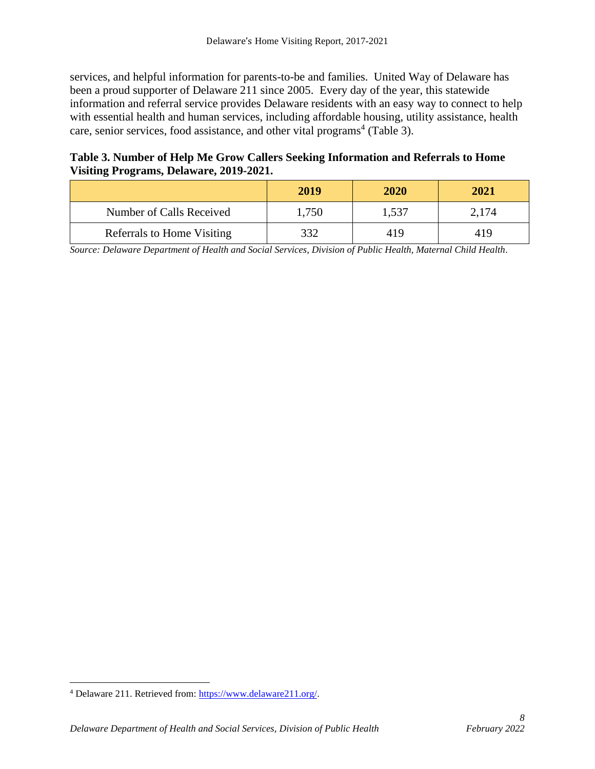services, and helpful information for parents-to-be and families. United Way of Delaware has been a proud supporter of Delaware 211 since 2005. Every day of the year, this statewide information and referral service provides Delaware residents with an easy way to connect to help with essential health and human services, including affordable housing, utility assistance, health care, senior services, food assistance, and other vital programs[4] (Table 3).

**Table 3. Number of Help Me Grow Callers Seeking Information and Referrals to Home Visiting Programs, Delaware, 2019-2021.**

| | 2019 | 2020 | 2021 |
|---|---|---|---|
| Number of Calls Received | 1,750 | 1,537 | 2,174 |
| Referrals to Home Visiting | 332 | 419 | 419 |

*Source: Delaware Department of Health and Social Services, Division of Public Health, Maternal Child Health.*

[4] Delaware 211. Retrieved from: https://www.delaware211.org/.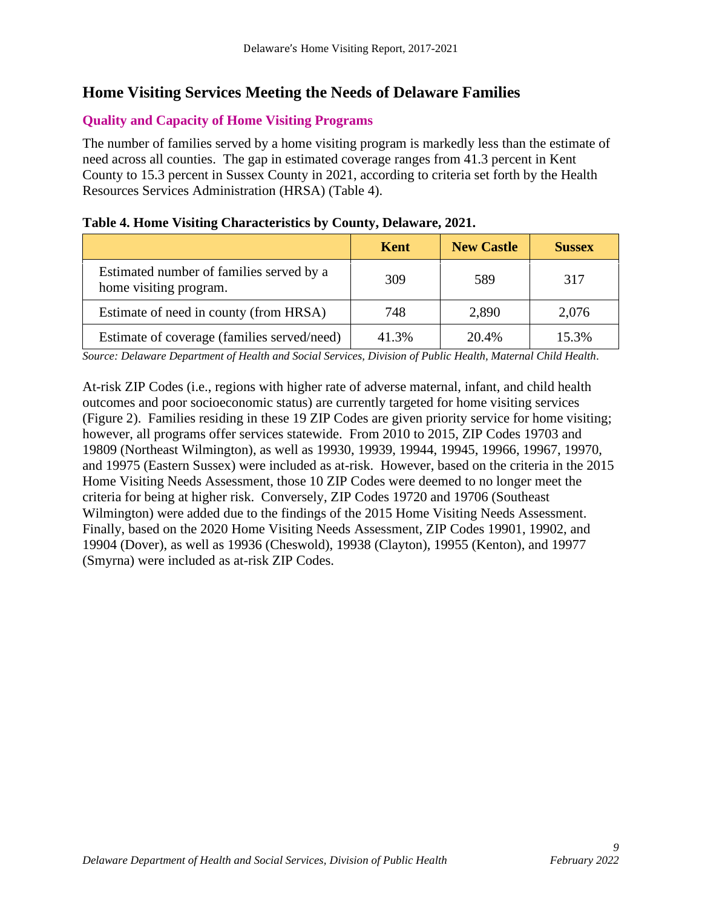## Home Visiting Services Meeting the Needs of Delaware Families

### Quality and Capacity of Home Visiting Programs

The number of families served by a home visiting program is markedly less than the estimate of need across all counties. The gap in estimated coverage ranges from 41.3 percent in Kent County to 15.3 percent in Sussex County in 2021, according to criteria set forth by the Health Resources Services Administration (HRSA) (Table 4).

**Table 4. Home Visiting Characteristics by County, Delaware, 2021.**

| | Kent | New Castle | Sussex |
|---|---|---|---|
| Estimated number of families served by a home visiting program. | 309 | 589 | 317 |
| Estimate of need in county (from HRSA) | 748 | 2,890 | 2,076 |
| Estimate of coverage (families served/need) | 41.3% | 20.4% | 15.3% |

*Source: Delaware Department of Health and Social Services, Division of Public Health, Maternal Child Health.*

At-risk ZIP Codes (i.e., regions with higher rate of adverse maternal, infant, and child health outcomes and poor socioeconomic status) are currently targeted for home visiting services (Figure 2). Families residing in these 19 ZIP Codes are given priority service for home visiting; however, all programs offer services statewide. From 2010 to 2015, ZIP Codes 19703 and 19809 (Northeast Wilmington), as well as 19930, 19939, 19944, 19945, 19966, 19967, 19970, and 19975 (Eastern Sussex) were included as at-risk. However, based on the criteria in the 2015 Home Visiting Needs Assessment, those 10 ZIP Codes were deemed to no longer meet the criteria for being at higher risk. Conversely, ZIP Codes 19720 and 19706 (Southeast Wilmington) were added due to the findings of the 2015 Home Visiting Needs Assessment. Finally, based on the 2020 Home Visiting Needs Assessment, ZIP Codes 19901, 19902, and 19904 (Dover), as well as 19936 (Cheswold), 19938 (Clayton), 19955 (Kenton), and 19977 (Smyrna) were included as at-risk ZIP Codes.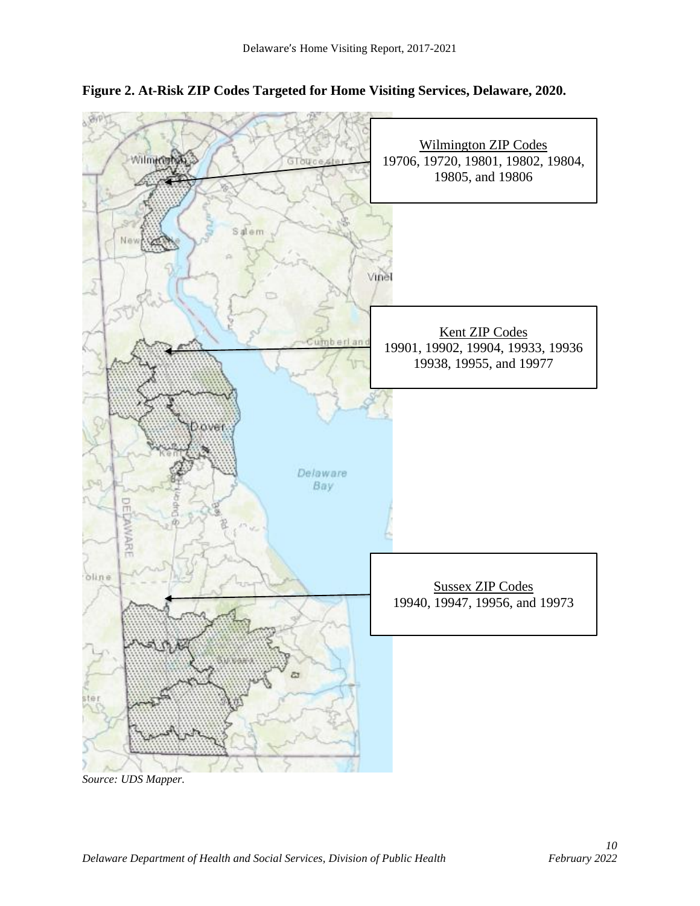**Figure 2. At-Risk ZIP Codes Targeted for Home Visiting Services, Delaware, 2020.**

Wilmington ZIP Codes
19706, 19720, 19801, 19802, 19804, 19805, and 19806

Kent ZIP Codes
19901, 19902, 19904, 19933, 19936 19938, 19955, and 19977

Sussex ZIP Codes
19940, 19947, 19956, and 19973

*Source: UDS Mapper.*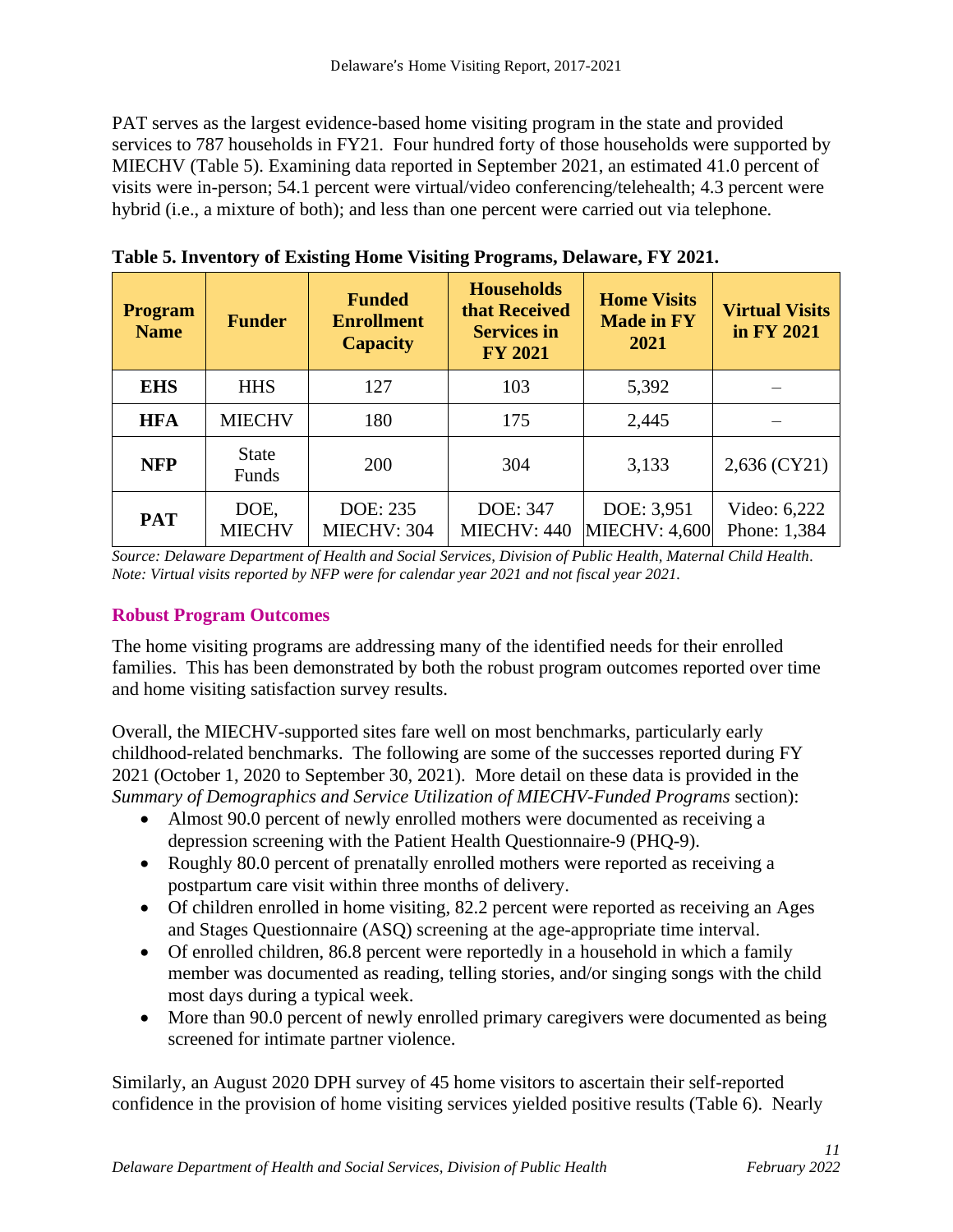PAT serves as the largest evidence-based home visiting program in the state and provided services to 787 households in FY21. Four hundred forty of those households were supported by MIECHV (Table 5). Examining data reported in September 2021, an estimated 41.0 percent of visits were in-person; 54.1 percent were virtual/video conferencing/telehealth; 4.3 percent were hybrid (i.e., a mixture of both); and less than one percent were carried out via telephone.

**Table 5. Inventory of Existing Home Visiting Programs, Delaware, FY 2021.**

| Program Name | Funder | Funded Enrollment Capacity | Households that Received Services in FY 2021 | Home Visits Made in FY 2021 | Virtual Visits in FY 2021 |
|---|---|---|---|---|---|
| **EHS** | HHS | 127 | 103 | 5,392 | – |
| **HFA** | MIECHV | 180 | 175 | 2,445 | – |
| **NFP** | State Funds | 200 | 304 | 3,133 | 2,636 (CY21) |
| **PAT** | DOE, MIECHV | DOE: 235<br>MIECHV: 304 | DOE: 347<br>MIECHV: 440 | DOE: 3,951<br>MIECHV: 4,600 | Video: 6,222<br>Phone: 1,384 |

*Source: Delaware Department of Health and Social Services, Division of Public Health, Maternal Child Health.*
*Note: Virtual visits reported by NFP were for calendar year 2021 and not fiscal year 2021.*

### Robust Program Outcomes

The home visiting programs are addressing many of the identified needs for their enrolled families. This has been demonstrated by both the robust program outcomes reported over time and home visiting satisfaction survey results.

Overall, the MIECHV-supported sites fare well on most benchmarks, particularly early childhood-related benchmarks. The following are some of the successes reported during FY 2021 (October 1, 2020 to September 30, 2021). More detail on these data is provided in the *Summary of Demographics and Service Utilization of MIECHV-Funded Programs* section):

- Almost 90.0 percent of newly enrolled mothers were documented as receiving a depression screening with the Patient Health Questionnaire-9 (PHQ-9).
- Roughly 80.0 percent of prenatally enrolled mothers were reported as receiving a postpartum care visit within three months of delivery.
- Of children enrolled in home visiting, 82.2 percent were reported as receiving an Ages and Stages Questionnaire (ASQ) screening at the age-appropriate time interval.
- Of enrolled children, 86.8 percent were reportedly in a household in which a family member was documented as reading, telling stories, and/or singing songs with the child most days during a typical week.
- More than 90.0 percent of newly enrolled primary caregivers were documented as being screened for intimate partner violence.

Similarly, an August 2020 DPH survey of 45 home visitors to ascertain their self-reported confidence in the provision of home visiting services yielded positive results (Table 6). Nearly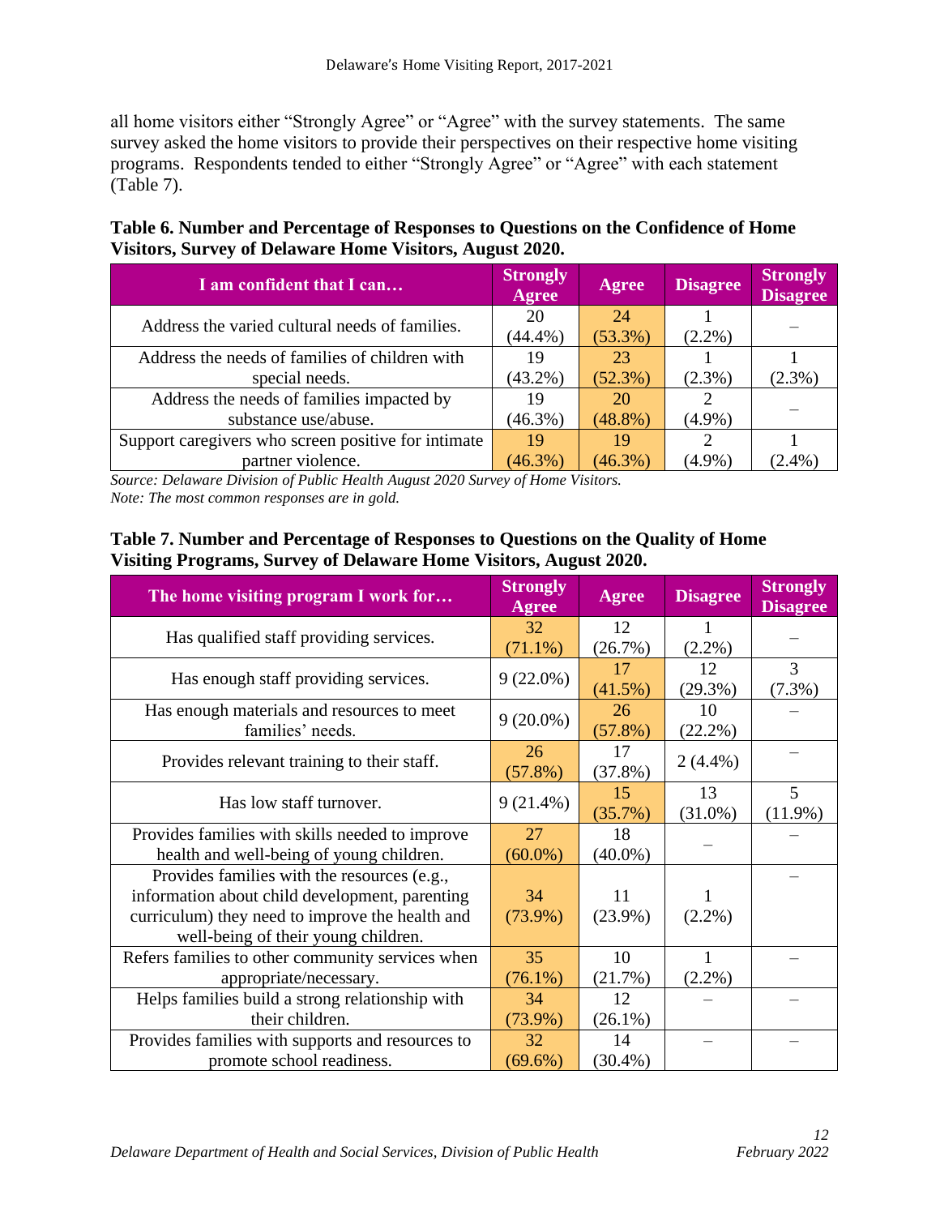all home visitors either "Strongly Agree" or "Agree" with the survey statements. The same survey asked the home visitors to provide their perspectives on their respective home visiting programs. Respondents tended to either "Strongly Agree" or "Agree" with each statement (Table 7).

**Table 6. Number and Percentage of Responses to Questions on the Confidence of Home Visitors, Survey of Delaware Home Visitors, August 2020.**

| I am confident that I can… | Strongly Agree | Agree | Disagree | Strongly Disagree |
|---|---|---|---|---|
| Address the varied cultural needs of families. | 20 (44.4%) | 24 (53.3%) | 1 (2.2%) | – |
| Address the needs of families of children with special needs. | 19 (43.2%) | 23 (52.3%) | 1 (2.3%) | 1 (2.3%) |
| Address the needs of families impacted by substance use/abuse. | 19 (46.3%) | 20 (48.8%) | 2 (4.9%) | – |
| Support caregivers who screen positive for intimate partner violence. | 19 (46.3%) | 19 (46.3%) | 2 (4.9%) | 1 (2.4%) |

*Source: Delaware Division of Public Health August 2020 Survey of Home Visitors.*
*Note: The most common responses are in gold.*

**Table 7. Number and Percentage of Responses to Questions on the Quality of Home Visiting Programs, Survey of Delaware Home Visitors, August 2020.**

| The home visiting program I work for… | Strongly Agree | Agree | Disagree | Strongly Disagree |
|---|---|---|---|---|
| Has qualified staff providing services. | 32 (71.1%) | 12 (26.7%) | 1 (2.2%) | – |
| Has enough staff providing services. | 9 (22.0%) | 17 (41.5%) | 12 (29.3%) | 3 (7.3%) |
| Has enough materials and resources to meet families' needs. | 9 (20.0%) | 26 (57.8%) | 10 (22.2%) | – |
| Provides relevant training to their staff. | 26 (57.8%) | 17 (37.8%) | 2 (4.4%) | – |
| Has low staff turnover. | 9 (21.4%) | 15 (35.7%) | 13 (31.0%) | 5 (11.9%) |
| Provides families with skills needed to improve health and well-being of young children. | 27 (60.0%) | 18 (40.0%) | – | – |
| Provides families with the resources (e.g., information about child development, parenting curriculum) they need to improve the health and well-being of their young children. | 34 (73.9%) | 11 (23.9%) | 1 (2.2%) | – |
| Refers families to other community services when appropriate/necessary. | 35 (76.1%) | 10 (21.7%) | 1 (2.2%) | – |
| Helps families build a strong relationship with their children. | 34 (73.9%) | 12 (26.1%) | – | – |
| Provides families with supports and resources to promote school readiness. | 32 (69.6%) | 14 (30.4%) | – | – |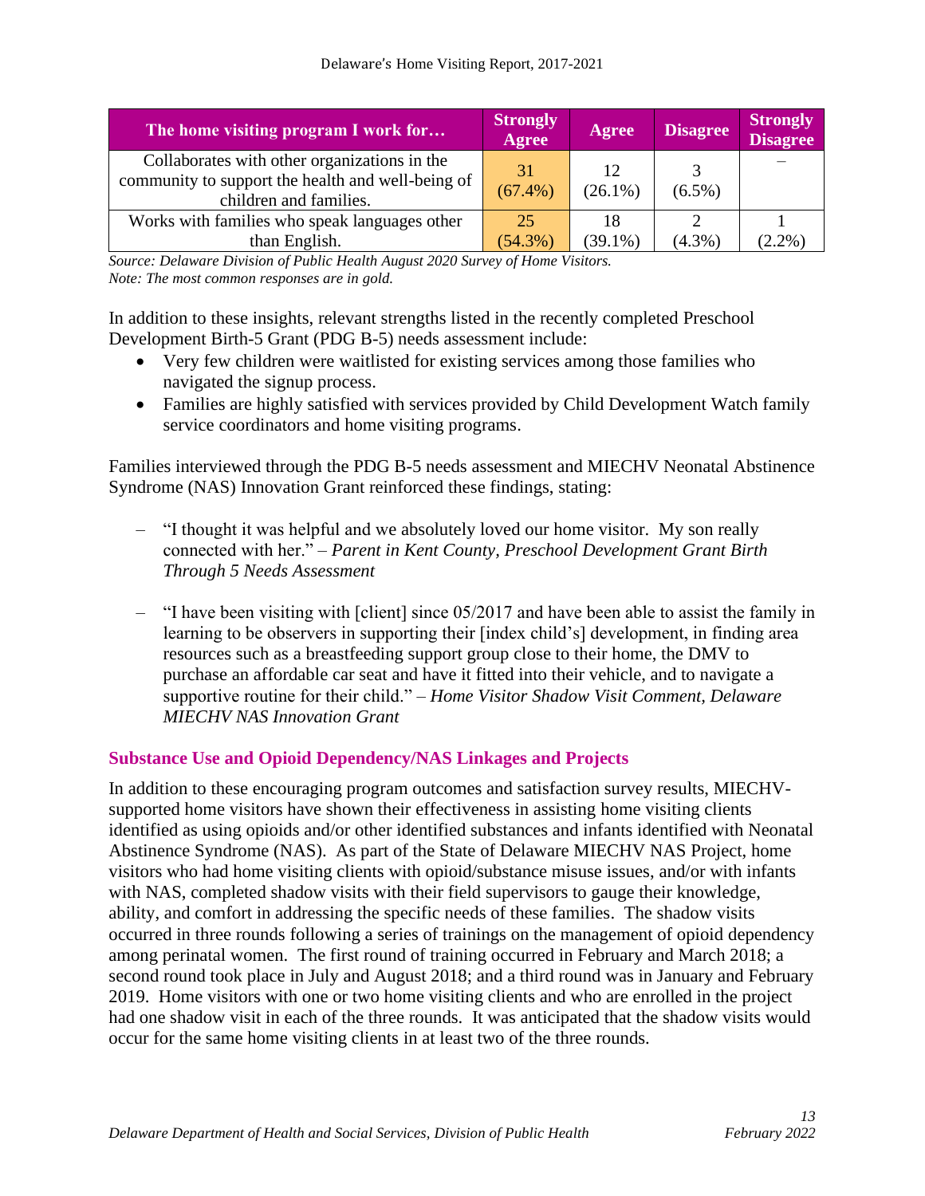| The home visiting program I work for… | Strongly Agree | Agree | Disagree | Strongly Disagree |
|---|---|---|---|---|
| Collaborates with other organizations in the community to support the health and well-being of children and families. | 31 (67.4%) | 12 (26.1%) | 3 (6.5%) | – |
| Works with families who speak languages other than English. | 25 (54.3%) | 18 (39.1%) | 2 (4.3%) | 1 (2.2%) |

*Source: Delaware Division of Public Health August 2020 Survey of Home Visitors.*
*Note: The most common responses are in gold.*

In addition to these insights, relevant strengths listed in the recently completed Preschool Development Birth-5 Grant (PDG B-5) needs assessment include:

- Very few children were waitlisted for existing services among those families who navigated the signup process.
- Families are highly satisfied with services provided by Child Development Watch family service coordinators and home visiting programs.

Families interviewed through the PDG B-5 needs assessment and MIECHV Neonatal Abstinence Syndrome (NAS) Innovation Grant reinforced these findings, stating:

– "I thought it was helpful and we absolutely loved our home visitor. My son really connected with her." – *Parent in Kent County, Preschool Development Grant Birth Through 5 Needs Assessment*

– "I have been visiting with [client] since 05/2017 and have been able to assist the family in learning to be observers in supporting their [index child's] development, in finding area resources such as a breastfeeding support group close to their home, the DMV to purchase an affordable car seat and have it fitted into their vehicle, and to navigate a supportive routine for their child." – *Home Visitor Shadow Visit Comment, Delaware MIECHV NAS Innovation Grant*

### Substance Use and Opioid Dependency/NAS Linkages and Projects

In addition to these encouraging program outcomes and satisfaction survey results, MIECHV-supported home visitors have shown their effectiveness in assisting home visiting clients identified as using opioids and/or other identified substances and infants identified with Neonatal Abstinence Syndrome (NAS). As part of the State of Delaware MIECHV NAS Project, home visitors who had home visiting clients with opioid/substance misuse issues, and/or with infants with NAS, completed shadow visits with their field supervisors to gauge their knowledge, ability, and comfort in addressing the specific needs of these families. The shadow visits occurred in three rounds following a series of trainings on the management of opioid dependency among perinatal women. The first round of training occurred in February and March 2018; a second round took place in July and August 2018; and a third round was in January and February 2019. Home visitors with one or two home visiting clients and who are enrolled in the project had one shadow visit in each of the three rounds. It was anticipated that the shadow visits would occur for the same home visiting clients in at least two of the three rounds.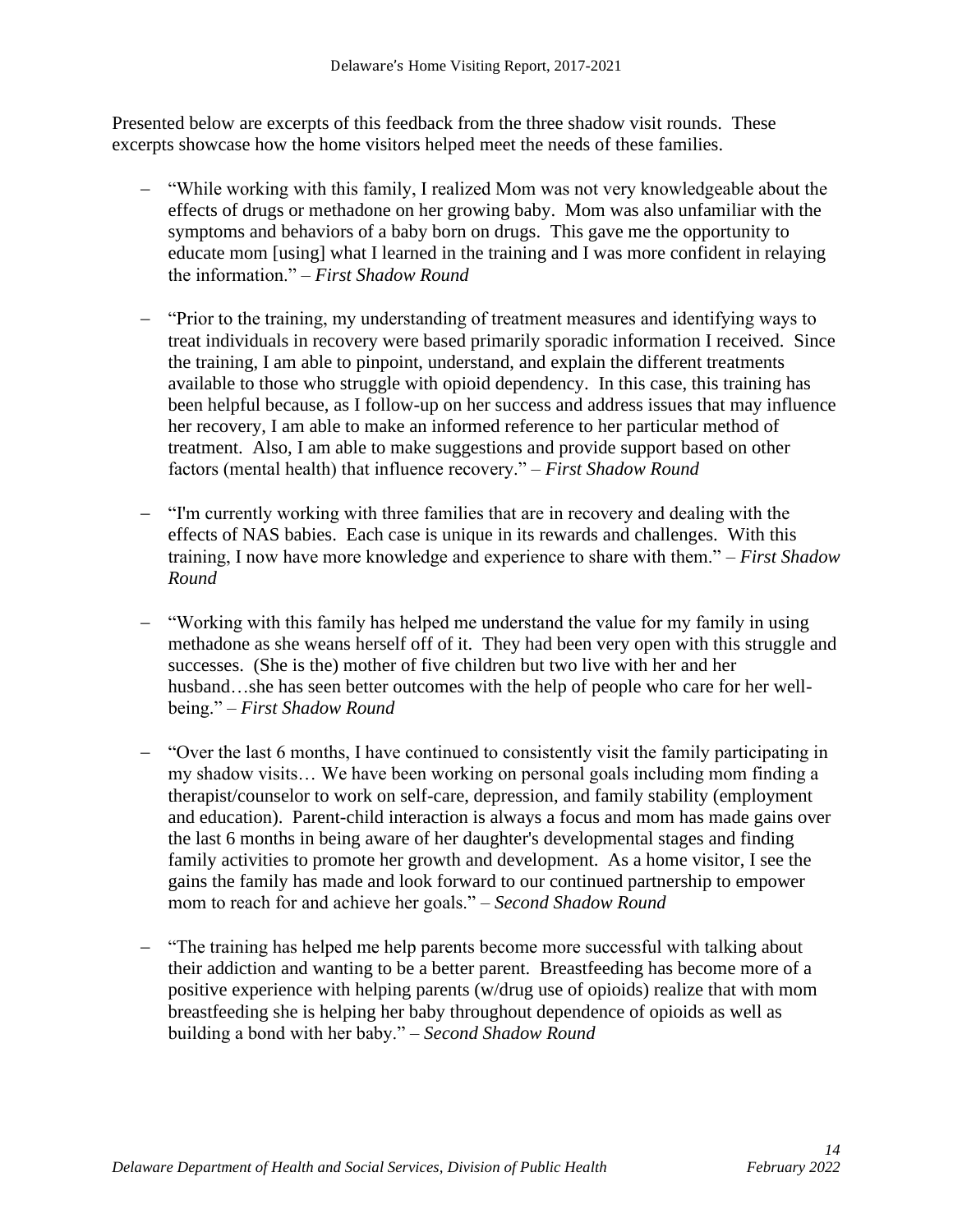Presented below are excerpts of this feedback from the three shadow visit rounds. These excerpts showcase how the home visitors helped meet the needs of these families.

- "While working with this family, I realized Mom was not very knowledgeable about the effects of drugs or methadone on her growing baby. Mom was also unfamiliar with the symptoms and behaviors of a baby born on drugs. This gave me the opportunity to educate mom [using] what I learned in the training and I was more confident in relaying the information." – *First Shadow Round*

- "Prior to the training, my understanding of treatment measures and identifying ways to treat individuals in recovery were based primarily sporadic information I received. Since the training, I am able to pinpoint, understand, and explain the different treatments available to those who struggle with opioid dependency. In this case, this training has been helpful because, as I follow-up on her success and address issues that may influence her recovery, I am able to make an informed reference to her particular method of treatment. Also, I am able to make suggestions and provide support based on other factors (mental health) that influence recovery." – *First Shadow Round*

- "I'm currently working with three families that are in recovery and dealing with the effects of NAS babies. Each case is unique in its rewards and challenges. With this training, I now have more knowledge and experience to share with them." – *First Shadow Round*

- "Working with this family has helped me understand the value for my family in using methadone as she weans herself off of it. They had been very open with this struggle and successes. (She is the) mother of five children but two live with her and her husband…she has seen better outcomes with the help of people who care for her well-being." – *First Shadow Round*

- "Over the last 6 months, I have continued to consistently visit the family participating in my shadow visits… We have been working on personal goals including mom finding a therapist/counselor to work on self-care, depression, and family stability (employment and education). Parent-child interaction is always a focus and mom has made gains over the last 6 months in being aware of her daughter's developmental stages and finding family activities to promote her growth and development. As a home visitor, I see the gains the family has made and look forward to our continued partnership to empower mom to reach for and achieve her goals." – *Second Shadow Round*

- "The training has helped me help parents become more successful with talking about their addiction and wanting to be a better parent. Breastfeeding has become more of a positive experience with helping parents (w/drug use of opioids) realize that with mom breastfeeding she is helping her baby throughout dependence of opioids as well as building a bond with her baby." – *Second Shadow Round*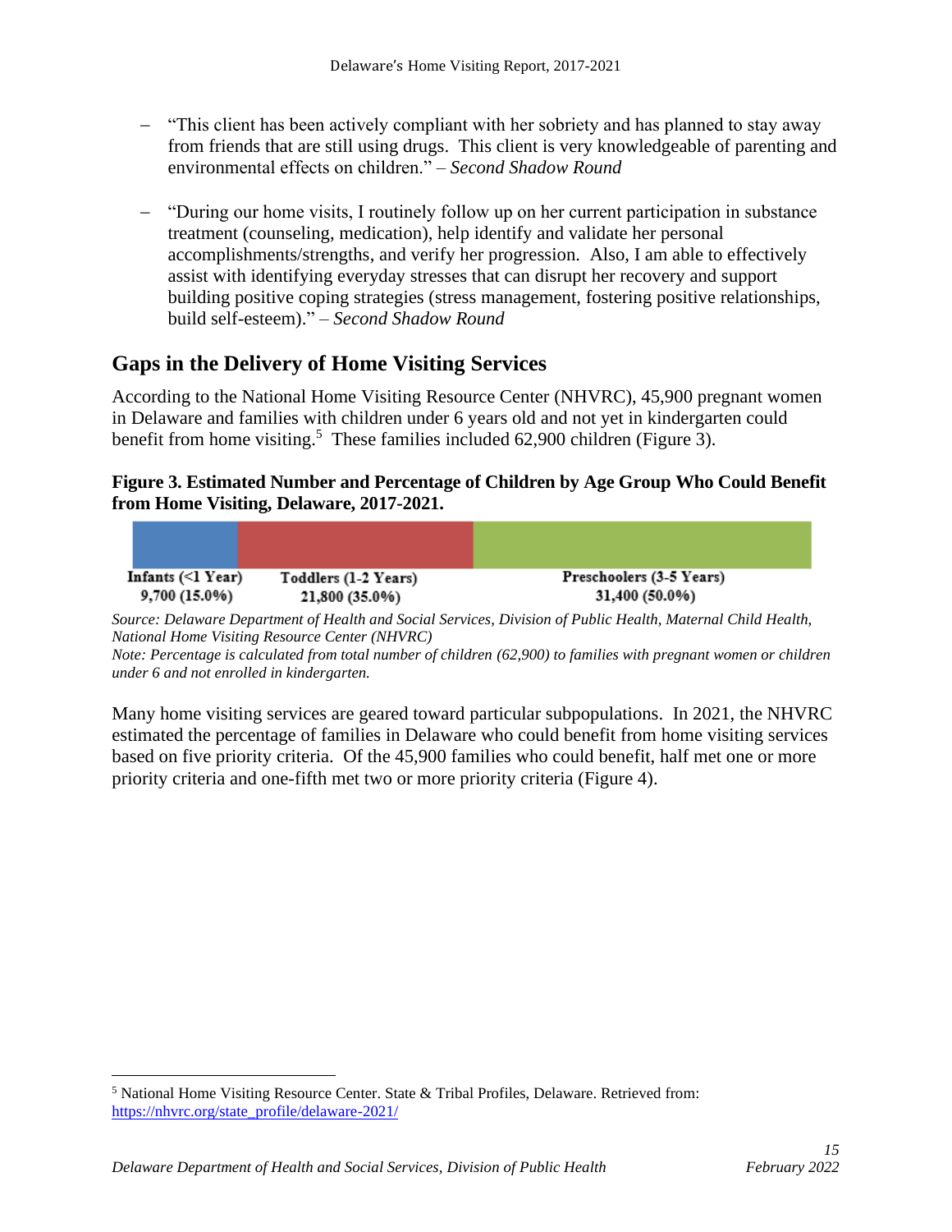- "This client has been actively compliant with her sobriety and has planned to stay away from friends that are still using drugs. This client is very knowledgeable of parenting and environmental effects on children." – *Second Shadow Round*

- "During our home visits, I routinely follow up on her current participation in substance treatment (counseling, medication), help identify and validate her personal accomplishments/strengths, and verify her progression. Also, I am able to effectively assist with identifying everyday stresses that can disrupt her recovery and support building positive coping strategies (stress management, fostering positive relationships, build self-esteem)." – *Second Shadow Round*

## Gaps in the Delivery of Home Visiting Services

According to the National Home Visiting Resource Center (NHVRC), 45,900 pregnant women in Delaware and families with children under 6 years old and not yet in kindergarten could benefit from home visiting.[5] These families included 62,900 children (Figure 3).

**Figure 3. Estimated Number and Percentage of Children by Age Group Who Could Benefit from Home Visiting, Delaware, 2017-2021.**

| Infants (<1 Year) | Toddlers (1-2 Years) | Preschoolers (3-5 Years) |
|---|---|---|
| 9,700 (15.0%) | 21,800 (35.0%) | 31,400 (50.0%) |

*Source: Delaware Department of Health and Social Services, Division of Public Health, Maternal Child Health, National Home Visiting Resource Center (NHVRC)*
*Note: Percentage is calculated from total number of children (62,900) to families with pregnant women or children under 6 and not enrolled in kindergarten.*

Many home visiting services are geared toward particular subpopulations. In 2021, the NHVRC estimated the percentage of families in Delaware who could benefit from home visiting services based on five priority criteria. Of the 45,900 families who could benefit, half met one or more priority criteria and one-fifth met two or more priority criteria (Figure 4).

[5] National Home Visiting Resource Center. State & Tribal Profiles, Delaware. Retrieved from: https://nhvrc.org/state_profile/delaware-2021/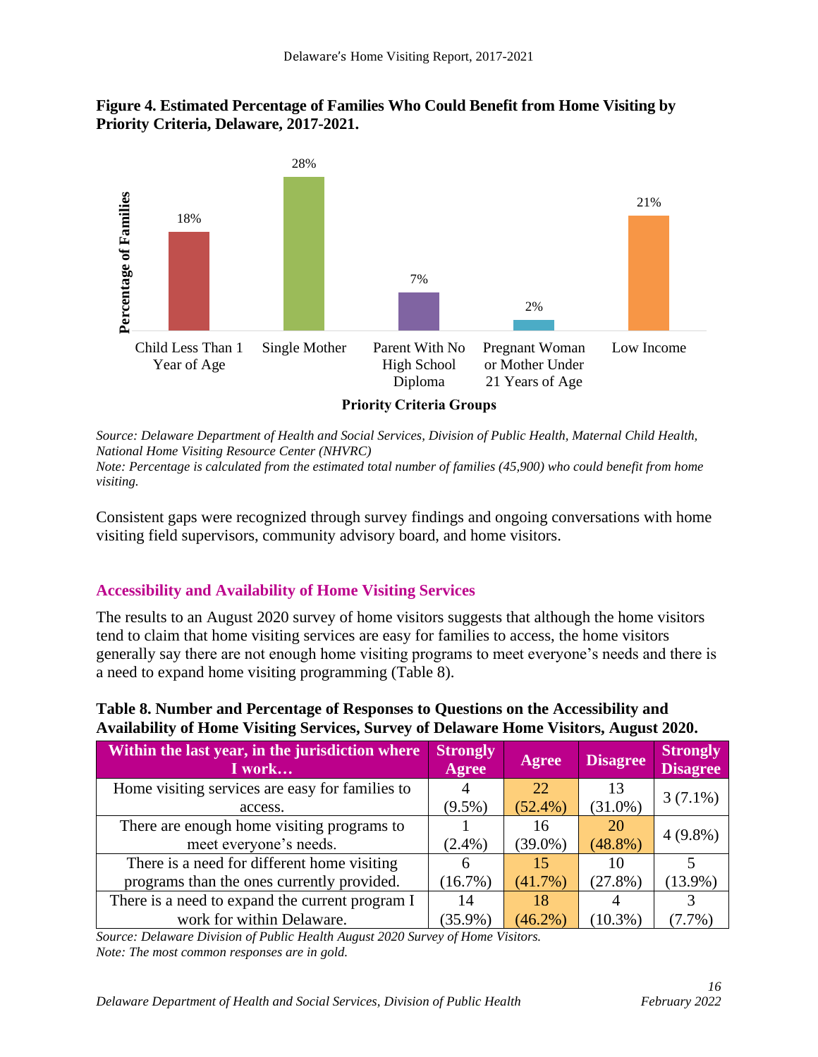**Figure 4. Estimated Percentage of Families Who Could Benefit from Home Visiting by Priority Criteria, Delaware, 2017-2021.**

| Priority Criteria Groups | Percentage of Families |
|---|---|
| Child Less Than 1 Year of Age | 18% |
| Single Mother | 28% |
| Parent With No High School Diploma | 7% |
| Pregnant Woman or Mother Under 21 Years of Age | 2% |
| Low Income | 21% |

*Source: Delaware Department of Health and Social Services, Division of Public Health, Maternal Child Health, National Home Visiting Resource Center (NHVRC)*
*Note: Percentage is calculated from the estimated total number of families (45,900) who could benefit from home visiting.*

Consistent gaps were recognized through survey findings and ongoing conversations with home visiting field supervisors, community advisory board, and home visitors.

## Accessibility and Availability of Home Visiting Services

The results to an August 2020 survey of home visitors suggests that although the home visitors tend to claim that home visiting services are easy for families to access, the home visitors generally say there are not enough home visiting programs to meet everyone's needs and there is a need to expand home visiting programming (Table 8).

**Table 8. Number and Percentage of Responses to Questions on the Accessibility and Availability of Home Visiting Services, Survey of Delaware Home Visitors, August 2020.**

| Within the last year, in the jurisdiction where I work… | Strongly Agree | Agree | Disagree | Strongly Disagree |
|---|---|---|---|---|
| Home visiting services are easy for families to access. | 4 (9.5%) | 22 (52.4%) | 13 (31.0%) | 3 (7.1%) |
| There are enough home visiting programs to meet everyone's needs. | 1 (2.4%) | 16 (39.0%) | 20 (48.8%) | 4 (9.8%) |
| There is a need for different home visiting programs than the ones currently provided. | 6 (16.7%) | 15 (41.7%) | 10 (27.8%) | 5 (13.9%) |
| There is a need to expand the current program I work for within Delaware. | 14 (35.9%) | 18 (46.2%) | 4 (10.3%) | 3 (7.7%) |

*Source: Delaware Division of Public Health August 2020 Survey of Home Visitors.*
*Note: The most common responses are in gold.*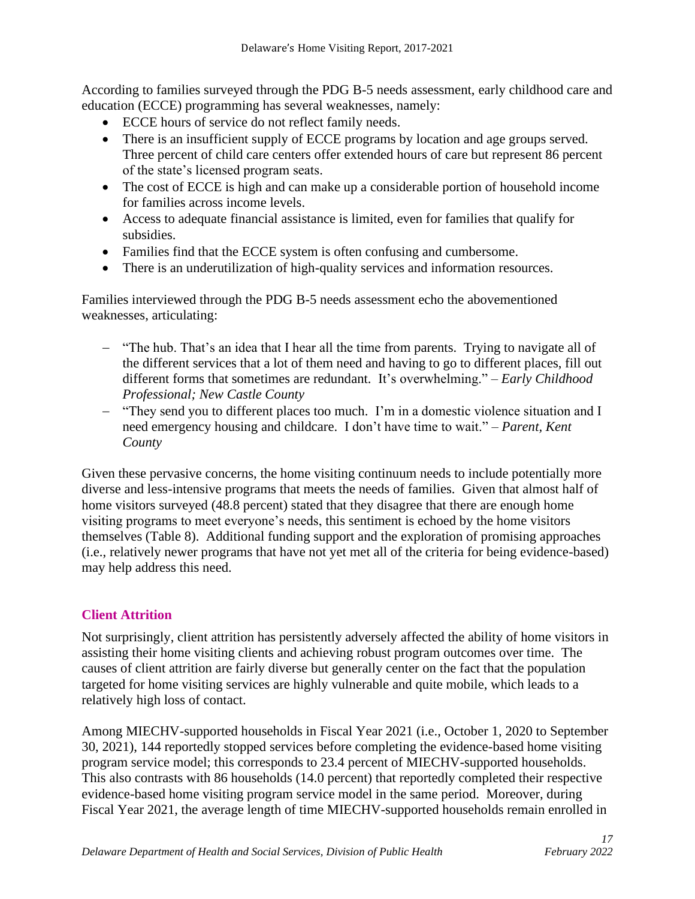According to families surveyed through the PDG B-5 needs assessment, early childhood care and education (ECCE) programming has several weaknesses, namely:

- ECCE hours of service do not reflect family needs.
- There is an insufficient supply of ECCE programs by location and age groups served. Three percent of child care centers offer extended hours of care but represent 86 percent of the state's licensed program seats.
- The cost of ECCE is high and can make up a considerable portion of household income for families across income levels.
- Access to adequate financial assistance is limited, even for families that qualify for subsidies.
- Families find that the ECCE system is often confusing and cumbersome.
- There is an underutilization of high-quality services and information resources.

Families interviewed through the PDG B-5 needs assessment echo the abovementioned weaknesses, articulating:

- "The hub. That's an idea that I hear all the time from parents. Trying to navigate all of the different services that a lot of them need and having to go to different places, fill out different forms that sometimes are redundant. It's overwhelming." – *Early Childhood Professional; New Castle County*
- "They send you to different places too much. I'm in a domestic violence situation and I need emergency housing and childcare. I don't have time to wait." – *Parent, Kent County*

Given these pervasive concerns, the home visiting continuum needs to include potentially more diverse and less-intensive programs that meets the needs of families. Given that almost half of home visitors surveyed (48.8 percent) stated that they disagree that there are enough home visiting programs to meet everyone's needs, this sentiment is echoed by the home visitors themselves (Table 8). Additional funding support and the exploration of promising approaches (i.e., relatively newer programs that have not yet met all of the criteria for being evidence-based) may help address this need.

## Client Attrition

Not surprisingly, client attrition has persistently adversely affected the ability of home visitors in assisting their home visiting clients and achieving robust program outcomes over time. The causes of client attrition are fairly diverse but generally center on the fact that the population targeted for home visiting services are highly vulnerable and quite mobile, which leads to a relatively high loss of contact.

Among MIECHV-supported households in Fiscal Year 2021 (i.e., October 1, 2020 to September 30, 2021), 144 reportedly stopped services before completing the evidence-based home visiting program service model; this corresponds to 23.4 percent of MIECHV-supported households. This also contrasts with 86 households (14.0 percent) that reportedly completed their respective evidence-based home visiting program service model in the same period. Moreover, during Fiscal Year 2021, the average length of time MIECHV-supported households remain enrolled in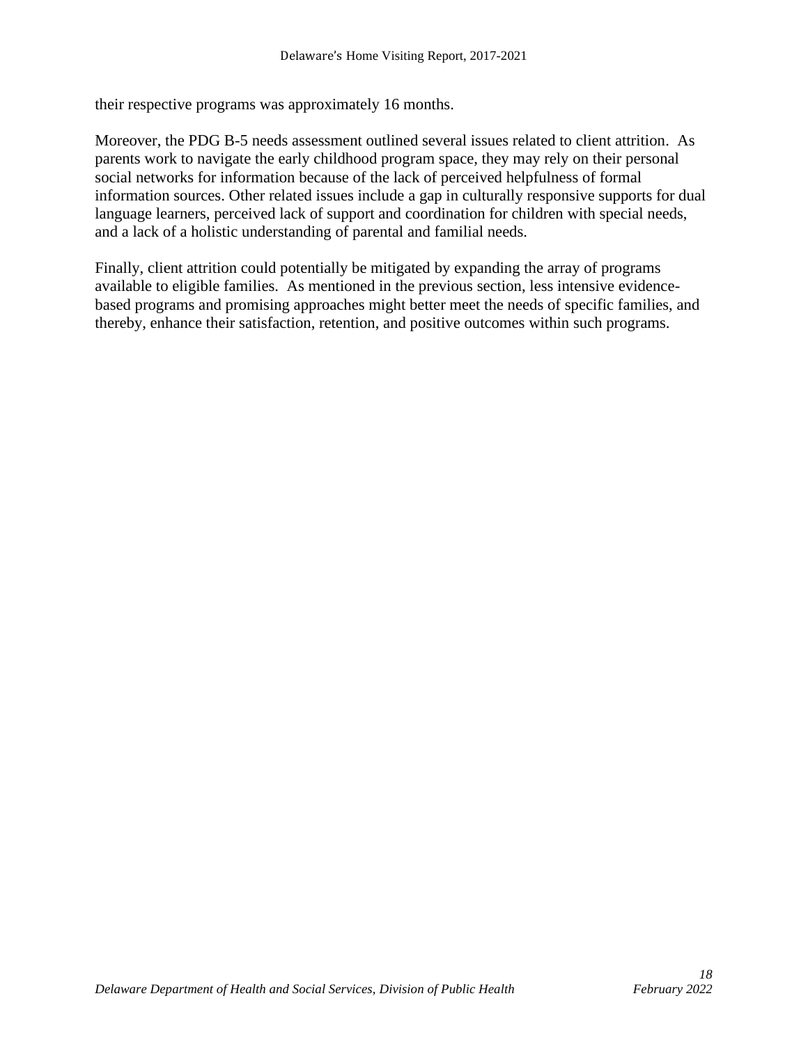their respective programs was approximately 16 months.

Moreover, the PDG B-5 needs assessment outlined several issues related to client attrition. As parents work to navigate the early childhood program space, they may rely on their personal social networks for information because of the lack of perceived helpfulness of formal information sources. Other related issues include a gap in culturally responsive supports for dual language learners, perceived lack of support and coordination for children with special needs, and a lack of a holistic understanding of parental and familial needs.

Finally, client attrition could potentially be mitigated by expanding the array of programs available to eligible families. As mentioned in the previous section, less intensive evidence-based programs and promising approaches might better meet the needs of specific families, and thereby, enhance their satisfaction, retention, and positive outcomes within such programs.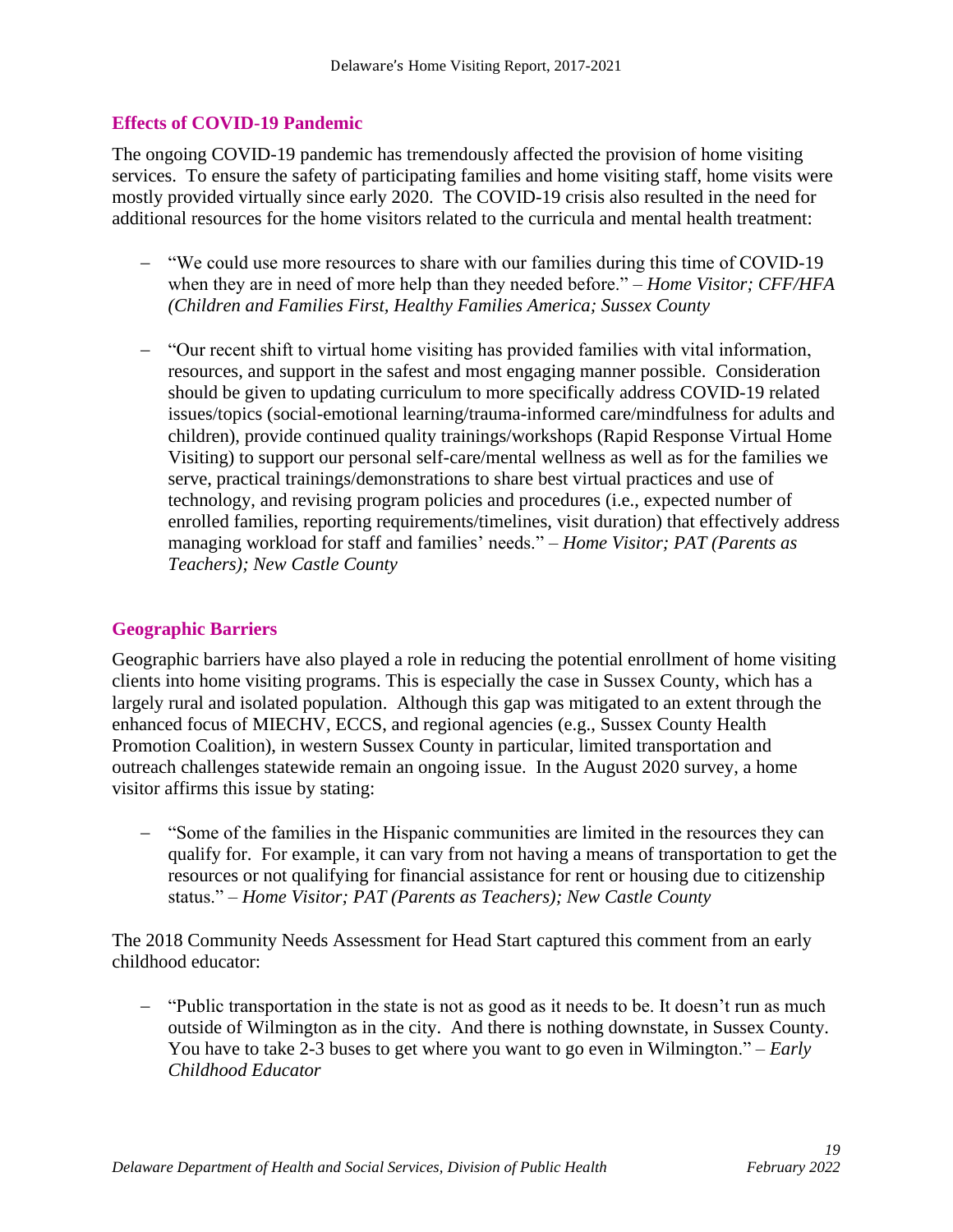## Effects of COVID-19 Pandemic

The ongoing COVID-19 pandemic has tremendously affected the provision of home visiting services. To ensure the safety of participating families and home visiting staff, home visits were mostly provided virtually since early 2020. The COVID-19 crisis also resulted in the need for additional resources for the home visitors related to the curricula and mental health treatment:

– "We could use more resources to share with our families during this time of COVID-19 when they are in need of more help than they needed before." – *Home Visitor; CFF/HFA (Children and Families First, Healthy Families America; Sussex County*

– "Our recent shift to virtual home visiting has provided families with vital information, resources, and support in the safest and most engaging manner possible. Consideration should be given to updating curriculum to more specifically address COVID-19 related issues/topics (social-emotional learning/trauma-informed care/mindfulness for adults and children), provide continued quality trainings/workshops (Rapid Response Virtual Home Visiting) to support our personal self-care/mental wellness as well as for the families we serve, practical trainings/demonstrations to share best virtual practices and use of technology, and revising program policies and procedures (i.e., expected number of enrolled families, reporting requirements/timelines, visit duration) that effectively address managing workload for staff and families' needs." – *Home Visitor; PAT (Parents as Teachers); New Castle County*

## Geographic Barriers

Geographic barriers have also played a role in reducing the potential enrollment of home visiting clients into home visiting programs. This is especially the case in Sussex County, which has a largely rural and isolated population. Although this gap was mitigated to an extent through the enhanced focus of MIECHV, ECCS, and regional agencies (e.g., Sussex County Health Promotion Coalition), in western Sussex County in particular, limited transportation and outreach challenges statewide remain an ongoing issue. In the August 2020 survey, a home visitor affirms this issue by stating:

– "Some of the families in the Hispanic communities are limited in the resources they can qualify for. For example, it can vary from not having a means of transportation to get the resources or not qualifying for financial assistance for rent or housing due to citizenship status." – *Home Visitor; PAT (Parents as Teachers); New Castle County*

The 2018 Community Needs Assessment for Head Start captured this comment from an early childhood educator:

– "Public transportation in the state is not as good as it needs to be. It doesn't run as much outside of Wilmington as in the city. And there is nothing downstate, in Sussex County. You have to take 2-3 buses to get where you want to go even in Wilmington." – *Early Childhood Educator*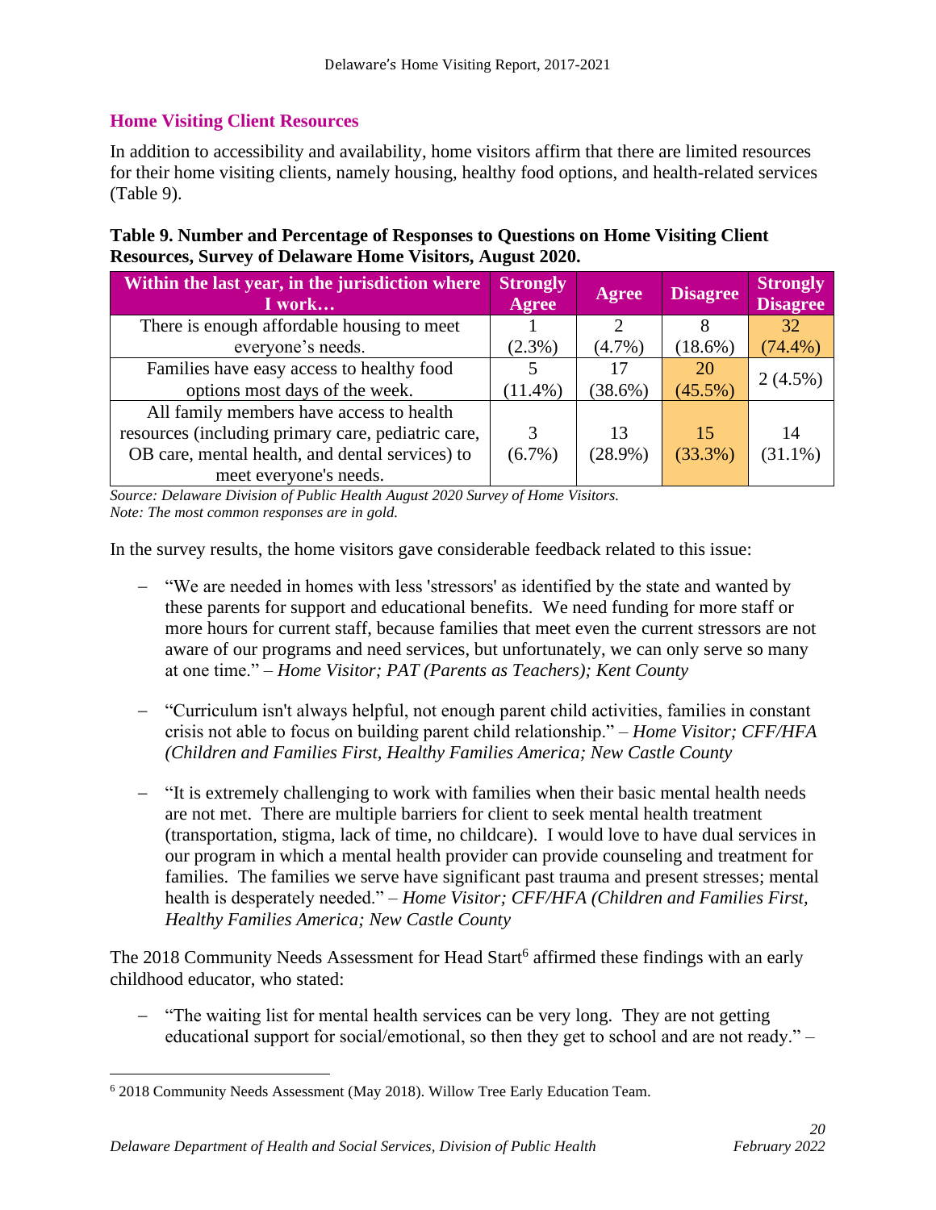## Home Visiting Client Resources

In addition to accessibility and availability, home visitors affirm that there are limited resources for their home visiting clients, namely housing, healthy food options, and health-related services (Table 9).

**Table 9. Number and Percentage of Responses to Questions on Home Visiting Client Resources, Survey of Delaware Home Visitors, August 2020.**

| Within the last year, in the jurisdiction where I work… | Strongly Agree | Agree | Disagree | Strongly Disagree |
|---|---|---|---|---|
| There is enough affordable housing to meet everyone's needs. | 1 (2.3%) | 2 (4.7%) | 8 (18.6%) | 32 (74.4%) |
| Families have easy access to healthy food options most days of the week. | 5 (11.4%) | 17 (38.6%) | 20 (45.5%) | 2 (4.5%) |
| All family members have access to health resources (including primary care, pediatric care, OB care, mental health, and dental services) to meet everyone's needs. | 3 (6.7%) | 13 (28.9%) | 15 (33.3%) | 14 (31.1%) |

*Source: Delaware Division of Public Health August 2020 Survey of Home Visitors.*
*Note: The most common responses are in gold.*

In the survey results, the home visitors gave considerable feedback related to this issue:

- "We are needed in homes with less 'stressors' as identified by the state and wanted by these parents for support and educational benefits. We need funding for more staff or more hours for current staff, because families that meet even the current stressors are not aware of our programs and need services, but unfortunately, we can only serve so many at one time." – *Home Visitor; PAT (Parents as Teachers); Kent County*

- "Curriculum isn't always helpful, not enough parent child activities, families in constant crisis not able to focus on building parent child relationship." – *Home Visitor; CFF/HFA (Children and Families First, Healthy Families America; New Castle County*

- "It is extremely challenging to work with families when their basic mental health needs are not met. There are multiple barriers for client to seek mental health treatment (transportation, stigma, lack of time, no childcare). I would love to have dual services in our program in which a mental health provider can provide counseling and treatment for families. The families we serve have significant past trauma and present stresses; mental health is desperately needed." – *Home Visitor; CFF/HFA (Children and Families First, Healthy Families America; New Castle County*

The 2018 Community Needs Assessment for Head Start[6] affirmed these findings with an early childhood educator, who stated:

- "The waiting list for mental health services can be very long. They are not getting educational support for social/emotional, so then they get to school and are not ready." –

[6] 2018 Community Needs Assessment (May 2018). Willow Tree Early Education Team.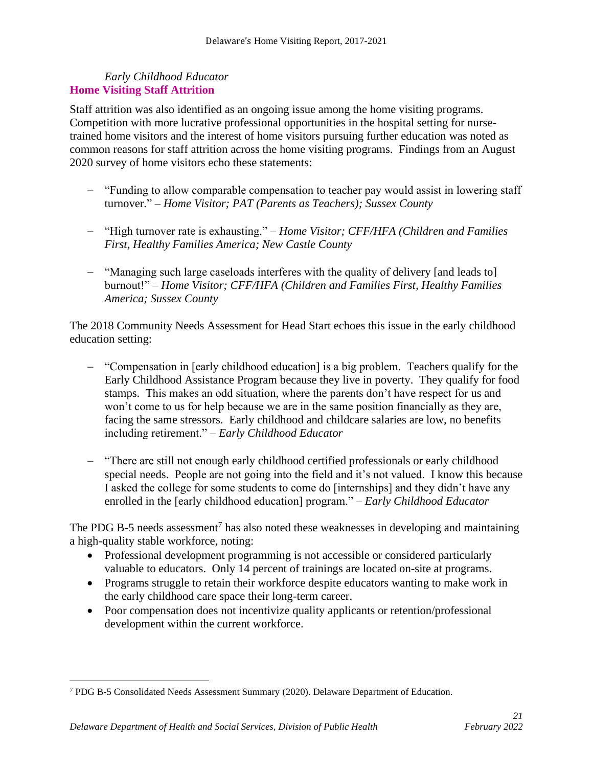*Early Childhood Educator*

## Home Visiting Staff Attrition

Staff attrition was also identified as an ongoing issue among the home visiting programs. Competition with more lucrative professional opportunities in the hospital setting for nurse-trained home visitors and the interest of home visitors pursuing further education was noted as common reasons for staff attrition across the home visiting programs. Findings from an August 2020 survey of home visitors echo these statements:

- "Funding to allow comparable compensation to teacher pay would assist in lowering staff turnover." – *Home Visitor; PAT (Parents as Teachers); Sussex County*
- "High turnover rate is exhausting." – *Home Visitor; CFF/HFA (Children and Families First, Healthy Families America; New Castle County*
- "Managing such large caseloads interferes with the quality of delivery [and leads to] burnout!" – *Home Visitor; CFF/HFA (Children and Families First, Healthy Families America; Sussex County*

The 2018 Community Needs Assessment for Head Start echoes this issue in the early childhood education setting:

- "Compensation in [early childhood education] is a big problem. Teachers qualify for the Early Childhood Assistance Program because they live in poverty. They qualify for food stamps. This makes an odd situation, where the parents don't have respect for us and won't come to us for help because we are in the same position financially as they are, facing the same stressors. Early childhood and childcare salaries are low, no benefits including retirement." – *Early Childhood Educator*
- "There are still not enough early childhood certified professionals or early childhood special needs. People are not going into the field and it's not valued. I know this because I asked the college for some students to come do [internships] and they didn't have any enrolled in the [early childhood education] program." – *Early Childhood Educator*

The PDG B-5 needs assessment[7] has also noted these weaknesses in developing and maintaining a high-quality stable workforce, noting:

- Professional development programming is not accessible or considered particularly valuable to educators. Only 14 percent of trainings are located on-site at programs.
- Programs struggle to retain their workforce despite educators wanting to make work in the early childhood care space their long-term career.
- Poor compensation does not incentivize quality applicants or retention/professional development within the current workforce.

---

[7] PDG B-5 Consolidated Needs Assessment Summary (2020). Delaware Department of Education.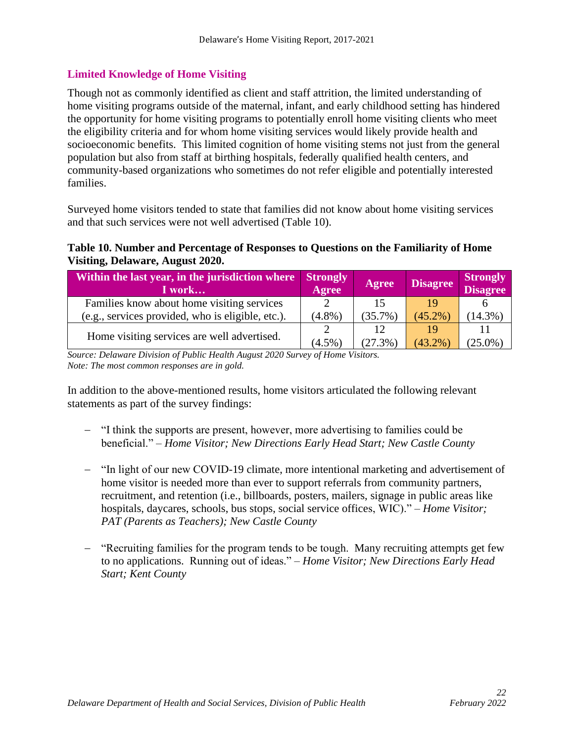## Limited Knowledge of Home Visiting

Though not as commonly identified as client and staff attrition, the limited understanding of home visiting programs outside of the maternal, infant, and early childhood setting has hindered the opportunity for home visiting programs to potentially enroll home visiting clients who meet the eligibility criteria and for whom home visiting services would likely provide health and socioeconomic benefits. This limited cognition of home visiting stems not just from the general population but also from staff at birthing hospitals, federally qualified health centers, and community-based organizations who sometimes do not refer eligible and potentially interested families.

Surveyed home visitors tended to state that families did not know about home visiting services and that such services were not well advertised (Table 10).

**Table 10. Number and Percentage of Responses to Questions on the Familiarity of Home Visiting, Delaware, August 2020.**

| Within the last year, in the jurisdiction where I work… | Strongly Agree | Agree | Disagree | Strongly Disagree |
|---|---|---|---|---|
| Families know about home visiting services (e.g., services provided, who is eligible, etc.). | 2 (4.8%) | 15 (35.7%) | 19 (45.2%) | 6 (14.3%) |
| Home visiting services are well advertised. | 2 (4.5%) | 12 (27.3%) | 19 (43.2%) | 11 (25.0%) |

*Source: Delaware Division of Public Health August 2020 Survey of Home Visitors.*
*Note: The most common responses are in gold.*

In addition to the above-mentioned results, home visitors articulated the following relevant statements as part of the survey findings:

- "I think the supports are present, however, more advertising to families could be beneficial." – *Home Visitor; New Directions Early Head Start; New Castle County*

- "In light of our new COVID-19 climate, more intentional marketing and advertisement of home visitor is needed more than ever to support referrals from community partners, recruitment, and retention (i.e., billboards, posters, mailers, signage in public areas like hospitals, daycares, schools, bus stops, social service offices, WIC)." – *Home Visitor; PAT (Parents as Teachers); New Castle County*

- "Recruiting families for the program tends to be tough. Many recruiting attempts get few to no applications. Running out of ideas." – *Home Visitor; New Directions Early Head Start; Kent County*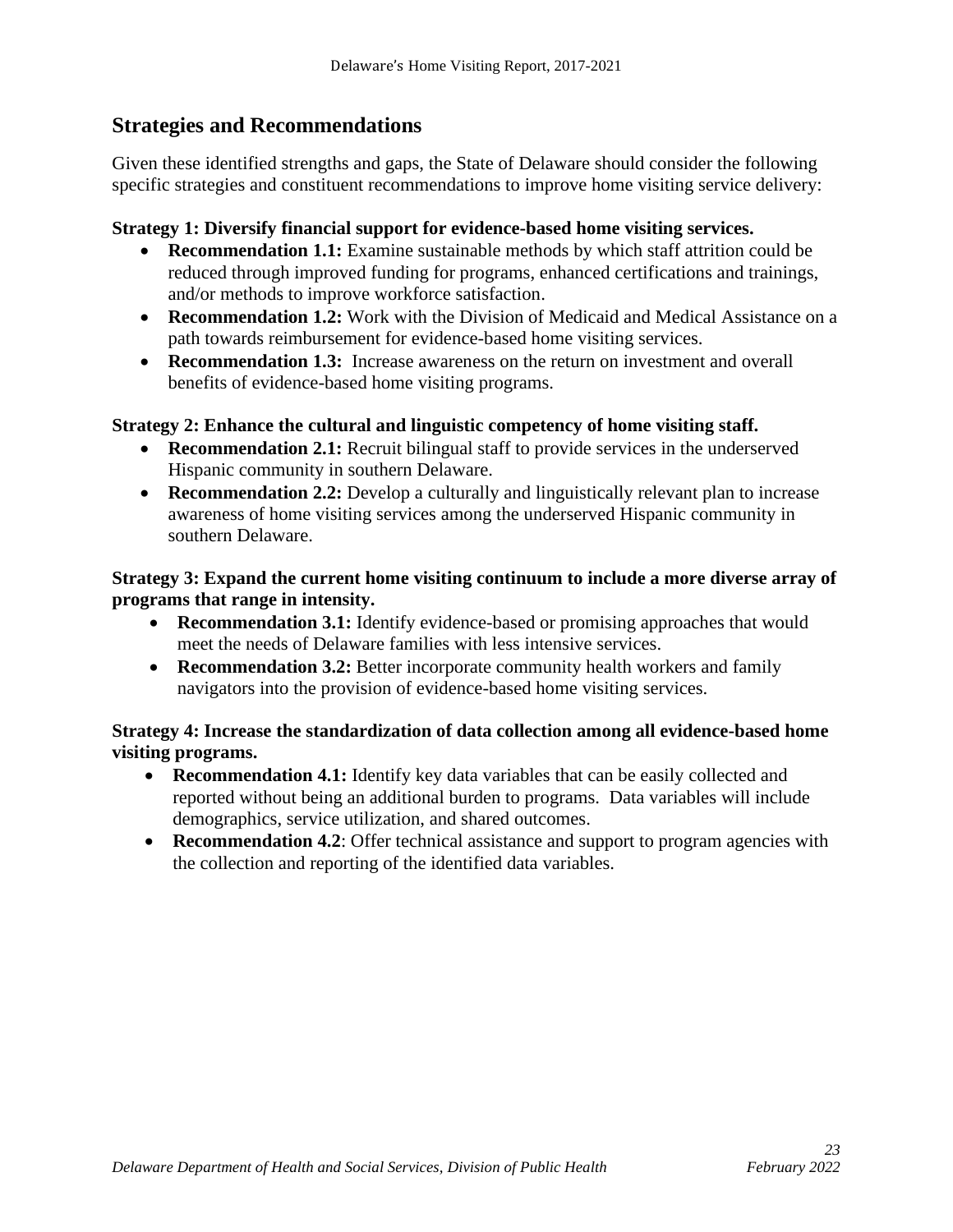## Strategies and Recommendations

Given these identified strengths and gaps, the State of Delaware should consider the following specific strategies and constituent recommendations to improve home visiting service delivery:

**Strategy 1: Diversify financial support for evidence-based home visiting services.**

- **Recommendation 1.1:** Examine sustainable methods by which staff attrition could be reduced through improved funding for programs, enhanced certifications and trainings, and/or methods to improve workforce satisfaction.
- **Recommendation 1.2:** Work with the Division of Medicaid and Medical Assistance on a path towards reimbursement for evidence-based home visiting services.
- **Recommendation 1.3:** Increase awareness on the return on investment and overall benefits of evidence-based home visiting programs.

**Strategy 2: Enhance the cultural and linguistic competency of home visiting staff.**

- **Recommendation 2.1:** Recruit bilingual staff to provide services in the underserved Hispanic community in southern Delaware.
- **Recommendation 2.2:** Develop a culturally and linguistically relevant plan to increase awareness of home visiting services among the underserved Hispanic community in southern Delaware.

**Strategy 3: Expand the current home visiting continuum to include a more diverse array of programs that range in intensity.**

- **Recommendation 3.1:** Identify evidence-based or promising approaches that would meet the needs of Delaware families with less intensive services.
- **Recommendation 3.2:** Better incorporate community health workers and family navigators into the provision of evidence-based home visiting services.

**Strategy 4: Increase the standardization of data collection among all evidence-based home visiting programs.**

- **Recommendation 4.1:** Identify key data variables that can be easily collected and reported without being an additional burden to programs. Data variables will include demographics, service utilization, and shared outcomes.
- **Recommendation 4.2**: Offer technical assistance and support to program agencies with the collection and reporting of the identified data variables.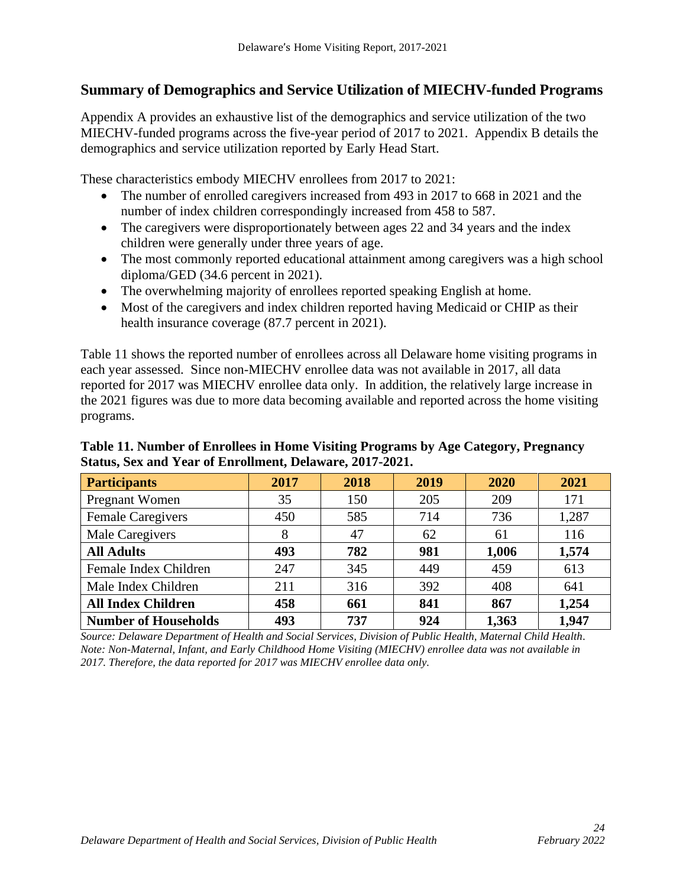## Summary of Demographics and Service Utilization of MIECHV-funded Programs

Appendix A provides an exhaustive list of the demographics and service utilization of the two MIECHV-funded programs across the five-year period of 2017 to 2021. Appendix B details the demographics and service utilization reported by Early Head Start.

These characteristics embody MIECHV enrollees from 2017 to 2021:

- The number of enrolled caregivers increased from 493 in 2017 to 668 in 2021 and the number of index children correspondingly increased from 458 to 587.
- The caregivers were disproportionately between ages 22 and 34 years and the index children were generally under three years of age.
- The most commonly reported educational attainment among caregivers was a high school diploma/GED (34.6 percent in 2021).
- The overwhelming majority of enrollees reported speaking English at home.
- Most of the caregivers and index children reported having Medicaid or CHIP as their health insurance coverage (87.7 percent in 2021).

Table 11 shows the reported number of enrollees across all Delaware home visiting programs in each year assessed. Since non-MIECHV enrollee data was not available in 2017, all data reported for 2017 was MIECHV enrollee data only. In addition, the relatively large increase in the 2021 figures was due to more data becoming available and reported across the home visiting programs.

**Table 11. Number of Enrollees in Home Visiting Programs by Age Category, Pregnancy Status, Sex and Year of Enrollment, Delaware, 2017-2021.**

| Participants | 2017 | 2018 | 2019 | 2020 | 2021 |
|---|---|---|---|---|---|
| Pregnant Women | 35 | 150 | 205 | 209 | 171 |
| Female Caregivers | 450 | 585 | 714 | 736 | 1,287 |
| Male Caregivers | 8 | 47 | 62 | 61 | 116 |
| **All Adults** | **493** | **782** | **981** | **1,006** | **1,574** |
| Female Index Children | 247 | 345 | 449 | 459 | 613 |
| Male Index Children | 211 | 316 | 392 | 408 | 641 |
| **All Index Children** | **458** | **661** | **841** | **867** | **1,254** |
| **Number of Households** | **493** | **737** | **924** | **1,363** | **1,947** |

*Source: Delaware Department of Health and Social Services, Division of Public Health, Maternal Child Health. Note: Non-Maternal, Infant, and Early Childhood Home Visiting (MIECHV) enrollee data was not available in 2017. Therefore, the data reported for 2017 was MIECHV enrollee data only.*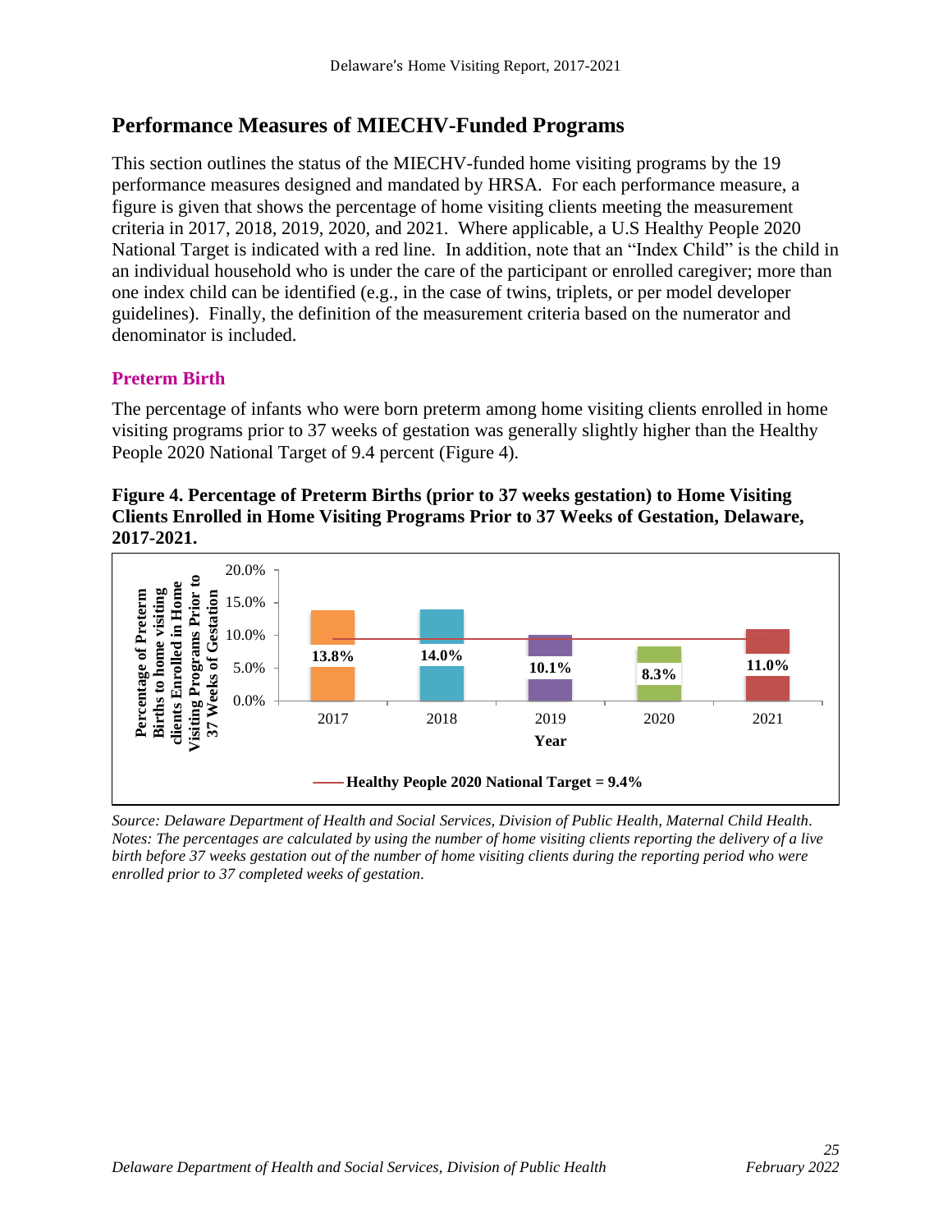## Performance Measures of MIECHV-Funded Programs

This section outlines the status of the MIECHV-funded home visiting programs by the 19 performance measures designed and mandated by HRSA. For each performance measure, a figure is given that shows the percentage of home visiting clients meeting the measurement criteria in 2017, 2018, 2019, 2020, and 2021. Where applicable, a U.S Healthy People 2020 National Target is indicated with a red line. In addition, note that an "Index Child" is the child in an individual household who is under the care of the participant or enrolled caregiver; more than one index child can be identified (e.g., in the case of twins, triplets, or per model developer guidelines). Finally, the definition of the measurement criteria based on the numerator and denominator is included.

### Preterm Birth

The percentage of infants who were born preterm among home visiting clients enrolled in home visiting programs prior to 37 weeks of gestation was generally slightly higher than the Healthy People 2020 National Target of 9.4 percent (Figure 4).

**Figure 4. Percentage of Preterm Births (prior to 37 weeks gestation) to Home Visiting Clients Enrolled in Home Visiting Programs Prior to 37 Weeks of Gestation, Delaware, 2017-2021.**

| Year | Percentage of Preterm Births to home visiting clients Enrolled in Home Visiting Programs Prior to 37 Weeks of Gestation |
|---|---|
| 2017 | 13.8% |
| 2018 | 14.0% |
| 2019 | 10.1% |
| 2020 | 8.3% |
| 2021 | 11.0% |

Healthy People 2020 National Target = 9.4%

*Source: Delaware Department of Health and Social Services, Division of Public Health, Maternal Child Health. Notes: The percentages are calculated by using the number of home visiting clients reporting the delivery of a live birth before 37 weeks gestation out of the number of home visiting clients during the reporting period who were enrolled prior to 37 completed weeks of gestation.*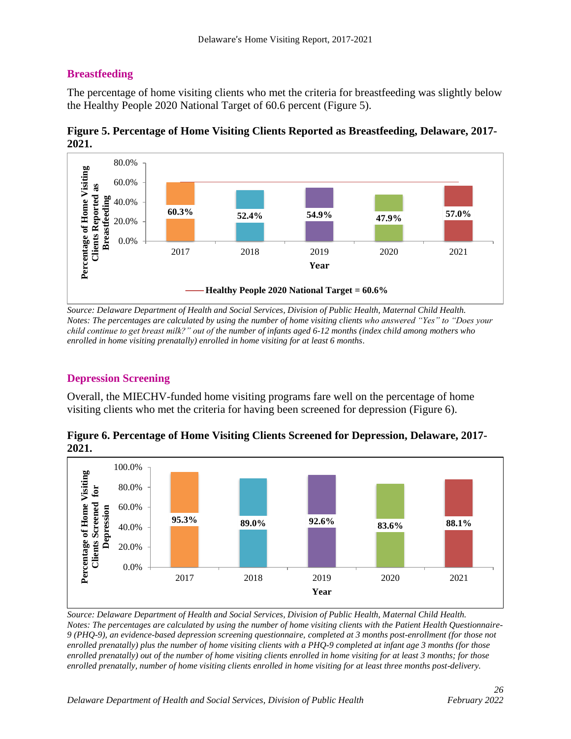## Breastfeeding

The percentage of home visiting clients who met the criteria for breastfeeding was slightly below the Healthy People 2020 National Target of 60.6 percent (Figure 5).

**Figure 5. Percentage of Home Visiting Clients Reported as Breastfeeding, Delaware, 2017-2021.**

| Year | Percentage of Home Visiting Clients Reported as Breastfeeding |
|---|---|
| 2017 | 60.3% |
| 2018 | 52.4% |
| 2019 | 54.9% |
| 2020 | 47.9% |
| 2021 | 57.0% |

Healthy People 2020 National Target = 60.6%

*Source: Delaware Department of Health and Social Services, Division of Public Health, Maternal Child Health.*
*Notes: The percentages are calculated by using the number of home visiting clients who answered "Yes" to "Does your child continue to get breast milk?" out of the number of infants aged 6-12 months (index child among mothers who enrolled in home visiting prenatally) enrolled in home visiting for at least 6 months.*

## Depression Screening

Overall, the MIECHV-funded home visiting programs fare well on the percentage of home visiting clients who met the criteria for having been screened for depression (Figure 6).

**Figure 6. Percentage of Home Visiting Clients Screened for Depression, Delaware, 2017-2021.**

| Year | Percentage of Home Visiting Clients Screened for Depression |
|---|---|
| 2017 | 95.3% |
| 2018 | 89.0% |
| 2019 | 92.6% |
| 2020 | 83.6% |
| 2021 | 88.1% |

*Source: Delaware Department of Health and Social Services, Division of Public Health, Maternal Child Health.*
*Notes: The percentages are calculated by using the number of home visiting clients with the Patient Health Questionnaire-9 (PHQ-9), an evidence-based depression screening questionnaire, completed at 3 months post-enrollment (for those not enrolled prenatally) plus the number of home visiting clients with a PHQ-9 completed at infant age 3 months (for those enrolled prenatally) out of the number of home visiting clients enrolled in home visiting for at least 3 months; for those enrolled prenatally, number of home visiting clients enrolled in home visiting for at least three months post-delivery.*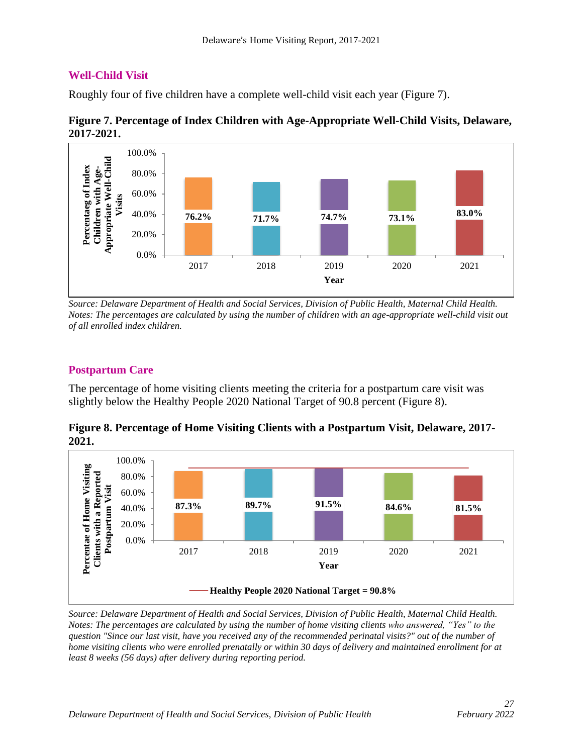## Well-Child Visit

Roughly four of five children have a complete well-child visit each year (Figure 7).

**Figure 7. Percentage of Index Children with Age-Appropriate Well-Child Visits, Delaware, 2017-2021.**

| Year | Percentage of Index Children with Age-Appropriate Well-Child Visits |
|---|---|
| 2017 | 76.2% |
| 2018 | 71.7% |
| 2019 | 74.7% |
| 2020 | 73.1% |
| 2021 | 83.0% |

*Source: Delaware Department of Health and Social Services, Division of Public Health, Maternal Child Health. Notes: The percentages are calculated by using the number of children with an age-appropriate well-child visit out of all enrolled index children.*

## Postpartum Care

The percentage of home visiting clients meeting the criteria for a postpartum care visit was slightly below the Healthy People 2020 National Target of 90.8 percent (Figure 8).

**Figure 8. Percentage of Home Visiting Clients with a Postpartum Visit, Delaware, 2017-2021.**

| Year | Percentage of Home Visiting Clients with a Reported Postpartum Visit |
|---|---|
| 2017 | 87.3% |
| 2018 | 89.7% |
| 2019 | 91.5% |
| 2020 | 84.6% |
| 2021 | 81.5% |

Healthy People 2020 National Target = 90.8%

*Source: Delaware Department of Health and Social Services, Division of Public Health, Maternal Child Health. Notes: The percentages are calculated by using the number of home visiting clients who answered, "Yes" to the question "Since our last visit, have you received any of the recommended perinatal visits?" out of the number of home visiting clients who were enrolled prenatally or within 30 days of delivery and maintained enrollment for at least 8 weeks (56 days) after delivery during reporting period.*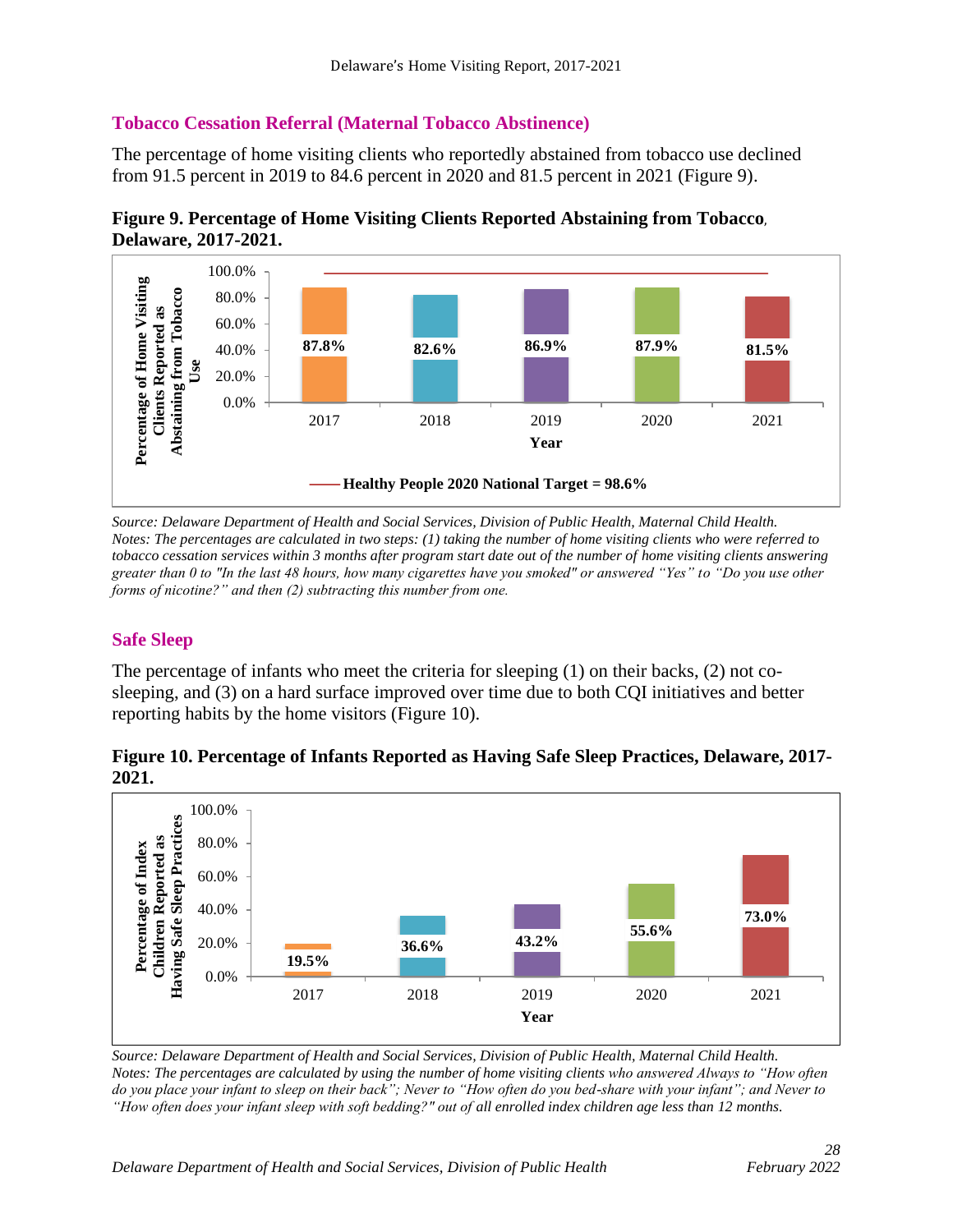## Tobacco Cessation Referral (Maternal Tobacco Abstinence)

The percentage of home visiting clients who reportedly abstained from tobacco use declined from 91.5 percent in 2019 to 84.6 percent in 2020 and 81.5 percent in 2021 (Figure 9).

**Figure 9. Percentage of Home Visiting Clients Reported Abstaining from Tobacco, Delaware, 2017-2021.**

| Year | Percentage of Home Visiting Clients Reported as Abstaining from Tobacco Use |
|---|---|
| 2017 | 87.8% |
| 2018 | 82.6% |
| 2019 | 86.9% |
| 2020 | 87.9% |
| 2021 | 81.5% |

Healthy People 2020 National Target = 98.6%

*Source: Delaware Department of Health and Social Services, Division of Public Health, Maternal Child Health.*
*Notes: The percentages are calculated in two steps: (1) taking the number of home visiting clients who were referred to tobacco cessation services within 3 months after program start date out of the number of home visiting clients answering greater than 0 to "In the last 48 hours, how many cigarettes have you smoked" or answered "Yes" to "Do you use other forms of nicotine?" and then (2) subtracting this number from one.*

## Safe Sleep

The percentage of infants who meet the criteria for sleeping (1) on their backs, (2) not co-sleeping, and (3) on a hard surface improved over time due to both CQI initiatives and better reporting habits by the home visitors (Figure 10).

**Figure 10. Percentage of Infants Reported as Having Safe Sleep Practices, Delaware, 2017-2021.**

| Year | Percentage of Index Children Reported as Having Safe Sleep Practices |
|---|---|
| 2017 | 19.5% |
| 2018 | 36.6% |
| 2019 | 43.2% |
| 2020 | 55.6% |
| 2021 | 73.0% |

*Source: Delaware Department of Health and Social Services, Division of Public Health, Maternal Child Health.*
*Notes: The percentages are calculated by using the number of home visiting clients who answered Always to "How often do you place your infant to sleep on their back"; Never to "How often do you bed-share with your infant"; and Never to "How often does your infant sleep with soft bedding?" out of all enrolled index children age less than 12 months.*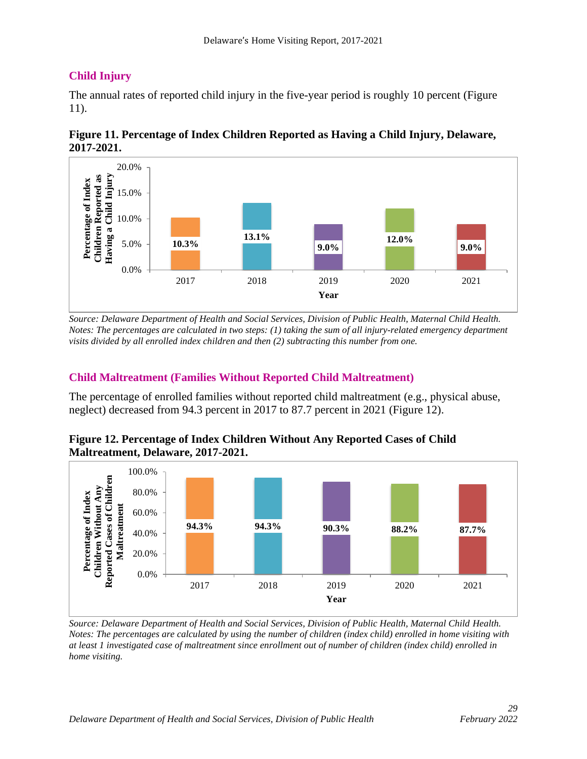## Child Injury

The annual rates of reported child injury in the five-year period is roughly 10 percent (Figure 11).

**Figure 11. Percentage of Index Children Reported as Having a Child Injury, Delaware, 2017-2021.**

| Year | Percentage of Index Children Reported as Having a Child Injury |
|---|---|
| 2017 | 10.3% |
| 2018 | 13.1% |
| 2019 | 9.0% |
| 2020 | 12.0% |
| 2021 | 9.0% |

*Source: Delaware Department of Health and Social Services, Division of Public Health, Maternal Child Health.*
*Notes: The percentages are calculated in two steps: (1) taking the sum of all injury-related emergency department visits divided by all enrolled index children and then (2) subtracting this number from one.*

## Child Maltreatment (Families Without Reported Child Maltreatment)

The percentage of enrolled families without reported child maltreatment (e.g., physical abuse, neglect) decreased from 94.3 percent in 2017 to 87.7 percent in 2021 (Figure 12).

**Figure 12. Percentage of Index Children Without Any Reported Cases of Child Maltreatment, Delaware, 2017-2021.**

| Year | Percentage of Index Children Without Any Reported Cases of Children Maltreatment |
|---|---|
| 2017 | 94.3% |
| 2018 | 94.3% |
| 2019 | 90.3% |
| 2020 | 88.2% |
| 2021 | 87.7% |

*Source: Delaware Department of Health and Social Services, Division of Public Health, Maternal Child Health.*
*Notes: The percentages are calculated by using the number of children (index child) enrolled in home visiting with at least 1 investigated case of maltreatment since enrollment out of number of children (index child) enrolled in home visiting.*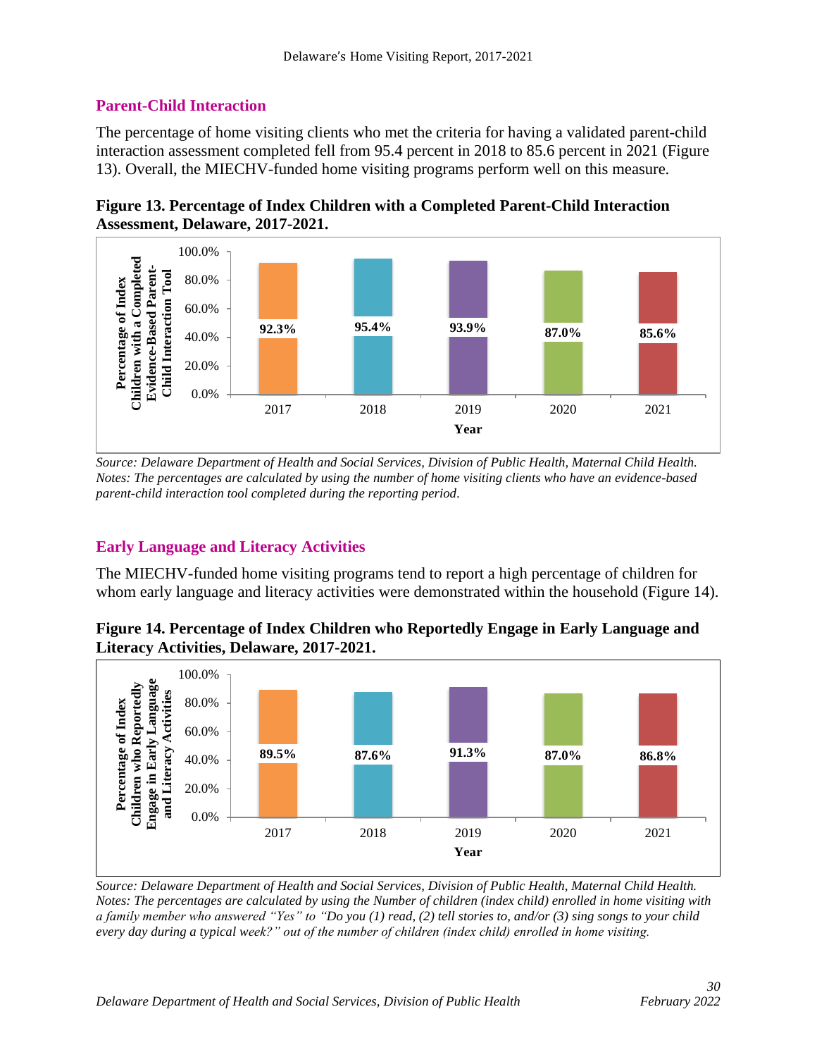## Parent-Child Interaction

The percentage of home visiting clients who met the criteria for having a validated parent-child interaction assessment completed fell from 95.4 percent in 2018 to 85.6 percent in 2021 (Figure 13). Overall, the MIECHV-funded home visiting programs perform well on this measure.

**Figure 13. Percentage of Index Children with a Completed Parent-Child Interaction Assessment, Delaware, 2017-2021.**

| Year | Percentage of Index Children with a Completed Evidence-Based Parent-Child Interaction Tool |
|---|---|
| 2017 | 92.3% |
| 2018 | 95.4% |
| 2019 | 93.9% |
| 2020 | 87.0% |
| 2021 | 85.6% |

*Source: Delaware Department of Health and Social Services, Division of Public Health, Maternal Child Health.*
*Notes: The percentages are calculated by using the number of home visiting clients who have an evidence-based parent-child interaction tool completed during the reporting period.*

## Early Language and Literacy Activities

The MIECHV-funded home visiting programs tend to report a high percentage of children for whom early language and literacy activities were demonstrated within the household (Figure 14).

**Figure 14. Percentage of Index Children who Reportedly Engage in Early Language and Literacy Activities, Delaware, 2017-2021.**

| Year | Percentage of Index Children who Reportedly Engage in Early Language and Literacy Activities |
|---|---|
| 2017 | 89.5% |
| 2018 | 87.6% |
| 2019 | 91.3% |
| 2020 | 87.0% |
| 2021 | 86.8% |

*Source: Delaware Department of Health and Social Services, Division of Public Health, Maternal Child Health.*
*Notes: The percentages are calculated by using the Number of children (index child) enrolled in home visiting with a family member who answered "Yes" to "Do you (1) read, (2) tell stories to, and/or (3) sing songs to your child every day during a typical week?" out of the number of children (index child) enrolled in home visiting.*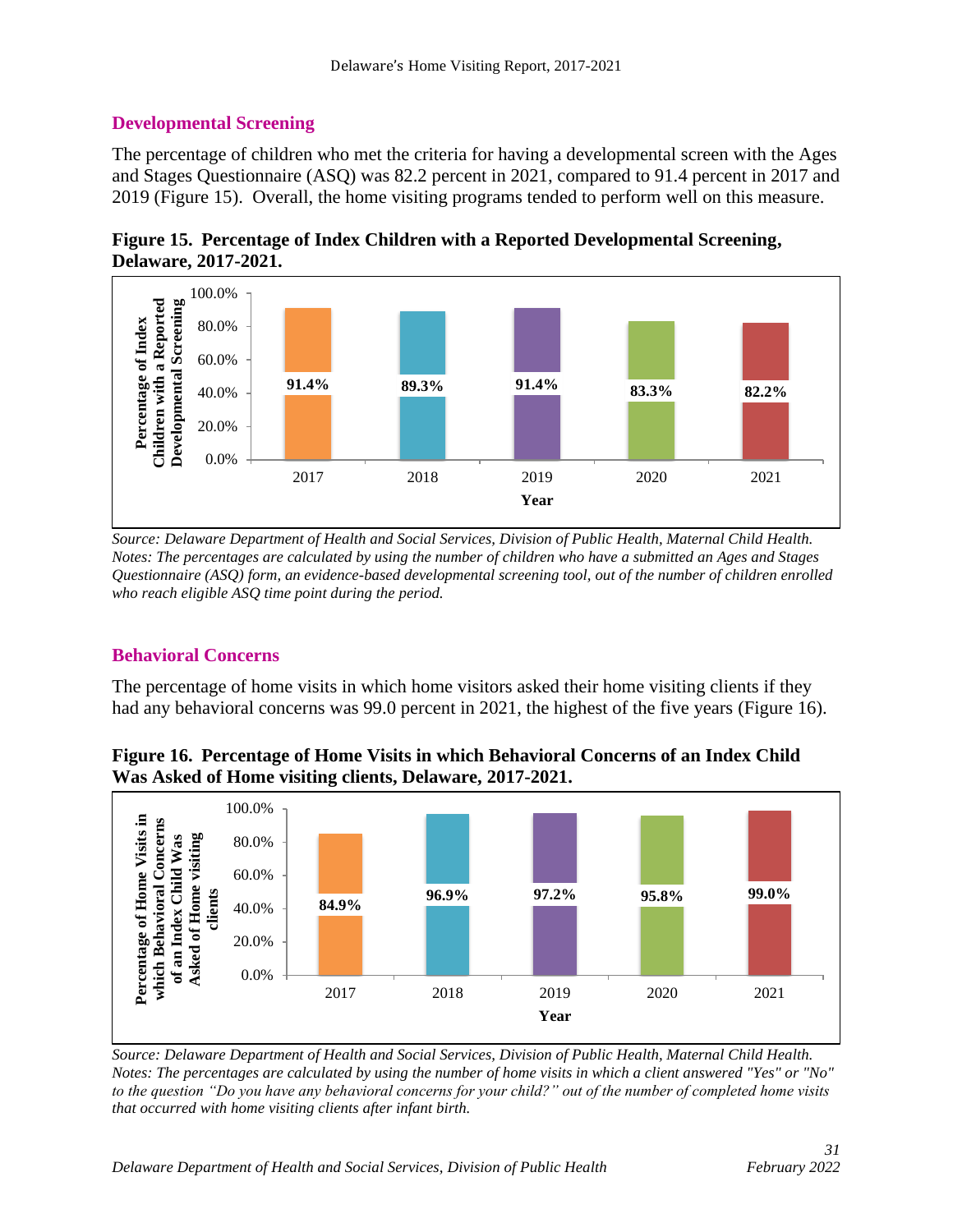## Developmental Screening

The percentage of children who met the criteria for having a developmental screen with the Ages and Stages Questionnaire (ASQ) was 82.2 percent in 2021, compared to 91.4 percent in 2017 and 2019 (Figure 15). Overall, the home visiting programs tended to perform well on this measure.

**Figure 15. Percentage of Index Children with a Reported Developmental Screening, Delaware, 2017-2021.**

| Year | Percentage of Index Children with a Reported Developmental Screening |
|---|---|
| 2017 | 91.4% |
| 2018 | 89.3% |
| 2019 | 91.4% |
| 2020 | 83.3% |
| 2021 | 82.2% |

*Source: Delaware Department of Health and Social Services, Division of Public Health, Maternal Child Health.*
*Notes: The percentages are calculated by using the number of children who have a submitted an Ages and Stages Questionnaire (ASQ) form, an evidence-based developmental screening tool, out of the number of children enrolled who reach eligible ASQ time point during the period.*

## Behavioral Concerns

The percentage of home visits in which home visitors asked their home visiting clients if they had any behavioral concerns was 99.0 percent in 2021, the highest of the five years (Figure 16).

**Figure 16. Percentage of Home Visits in which Behavioral Concerns of an Index Child Was Asked of Home visiting clients, Delaware, 2017-2021.**

| Year | Percentage of Home Visits in which Behavioral Concerns of an Index Child Was Asked of Home visiting clients |
|---|---|
| 2017 | 84.9% |
| 2018 | 96.9% |
| 2019 | 97.2% |
| 2020 | 95.8% |
| 2021 | 99.0% |

*Source: Delaware Department of Health and Social Services, Division of Public Health, Maternal Child Health.*
*Notes: The percentages are calculated by using the number of home visits in which a client answered "Yes" or "No" to the question "Do you have any behavioral concerns for your child?" out of the number of completed home visits that occurred with home visiting clients after infant birth.*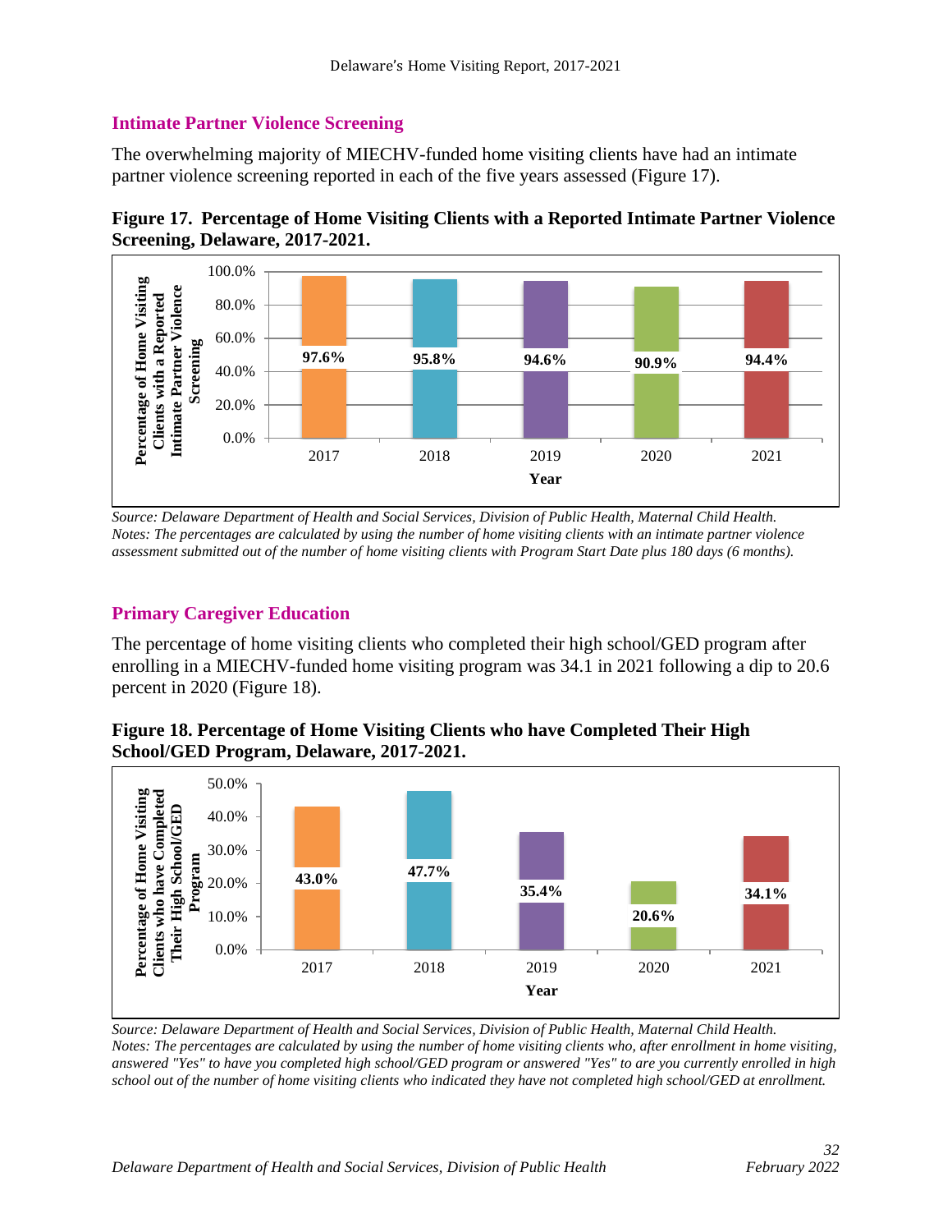## Intimate Partner Violence Screening

The overwhelming majority of MIECHV-funded home visiting clients have had an intimate partner violence screening reported in each of the five years assessed (Figure 17).

**Figure 17. Percentage of Home Visiting Clients with a Reported Intimate Partner Violence Screening, Delaware, 2017-2021.**

| Year | Percentage of Home Visiting Clients with a Reported Intimate Partner Violence Screening |
|---|---|
| 2017 | 97.6% |
| 2018 | 95.8% |
| 2019 | 94.6% |
| 2020 | 90.9% |
| 2021 | 94.4% |

*Source: Delaware Department of Health and Social Services, Division of Public Health, Maternal Child Health.*
*Notes: The percentages are calculated by using the number of home visiting clients with an intimate partner violence assessment submitted out of the number of home visiting clients with Program Start Date plus 180 days (6 months).*

## Primary Caregiver Education

The percentage of home visiting clients who completed their high school/GED program after enrolling in a MIECHV-funded home visiting program was 34.1 in 2021 following a dip to 20.6 percent in 2020 (Figure 18).

**Figure 18. Percentage of Home Visiting Clients who have Completed Their High School/GED Program, Delaware, 2017-2021.**

| Year | Percentage of Home Visiting Clients who have Completed Their High School/GED Program |
|---|---|
| 2017 | 43.0% |
| 2018 | 47.7% |
| 2019 | 35.4% |
| 2020 | 20.6% |
| 2021 | 34.1% |

*Source: Delaware Department of Health and Social Services, Division of Public Health, Maternal Child Health.*
*Notes: The percentages are calculated by using the number of home visiting clients who, after enrollment in home visiting, answered "Yes" to have you completed high school/GED program or answered "Yes" to are you currently enrolled in high school out of the number of home visiting clients who indicated they have not completed high school/GED at enrollment.*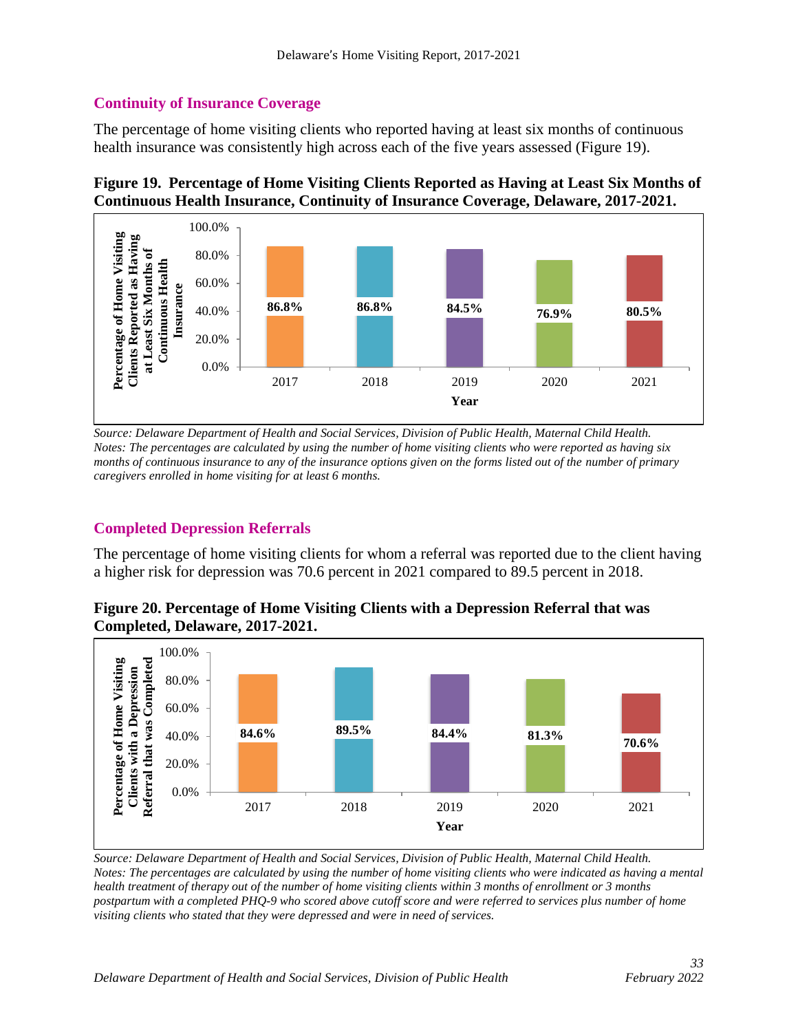## Continuity of Insurance Coverage

The percentage of home visiting clients who reported having at least six months of continuous health insurance was consistently high across each of the five years assessed (Figure 19).

**Figure 19. Percentage of Home Visiting Clients Reported as Having at Least Six Months of Continuous Health Insurance, Continuity of Insurance Coverage, Delaware, 2017-2021.**

| Year | Percentage of Home Visiting Clients Reported as Having at Least Six Months of Continuous Health Insurance |
| --- | --- |
| 2017 | 86.8% |
| 2018 | 86.8% |
| 2019 | 84.5% |
| 2020 | 76.9% |
| 2021 | 80.5% |

*Source: Delaware Department of Health and Social Services, Division of Public Health, Maternal Child Health.*
*Notes: The percentages are calculated by using the number of home visiting clients who were reported as having six months of continuous insurance to any of the insurance options given on the forms listed out of the number of primary caregivers enrolled in home visiting for at least 6 months.*

## Completed Depression Referrals

The percentage of home visiting clients for whom a referral was reported due to the client having a higher risk for depression was 70.6 percent in 2021 compared to 89.5 percent in 2018.

**Figure 20. Percentage of Home Visiting Clients with a Depression Referral that was Completed, Delaware, 2017-2021.**

| Year | Percentage of Home Visiting Clients with a Depression Referral that was Completed |
| --- | --- |
| 2017 | 84.6% |
| 2018 | 89.5% |
| 2019 | 84.4% |
| 2020 | 81.3% |
| 2021 | 70.6% |

*Source: Delaware Department of Health and Social Services, Division of Public Health, Maternal Child Health.*
*Notes: The percentages are calculated by using the number of home visiting clients who were indicated as having a mental health treatment of therapy out of the number of home visiting clients within 3 months of enrollment or 3 months postpartum with a completed PHQ-9 who scored above cutoff score and were referred to services plus number of home visiting clients who stated that they were depressed and were in need of services.*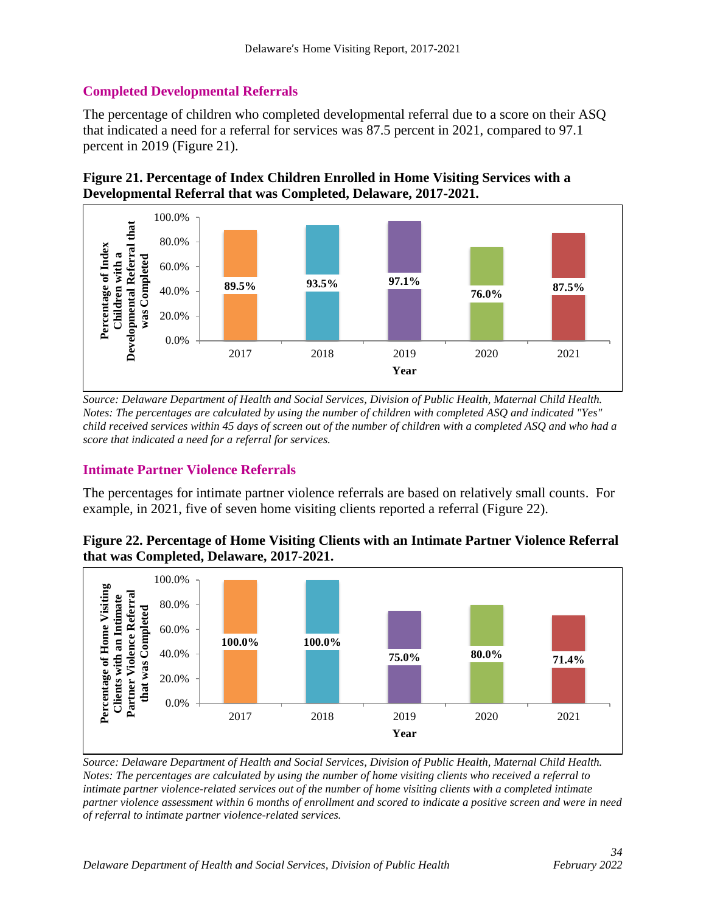## Completed Developmental Referrals

The percentage of children who completed developmental referral due to a score on their ASQ that indicated a need for a referral for services was 87.5 percent in 2021, compared to 97.1 percent in 2019 (Figure 21).

**Figure 21. Percentage of Index Children Enrolled in Home Visiting Services with a Developmental Referral that was Completed, Delaware, 2017-2021.**

| Year | Percentage of Index Children with a Developmental Referral that was Completed |
|---|---|
| 2017 | 89.5% |
| 2018 | 93.5% |
| 2019 | 97.1% |
| 2020 | 76.0% |
| 2021 | 87.5% |

*Source: Delaware Department of Health and Social Services, Division of Public Health, Maternal Child Health. Notes: The percentages are calculated by using the number of children with completed ASQ and indicated "Yes" child received services within 45 days of screen out of the number of children with a completed ASQ and who had a score that indicated a need for a referral for services.*

## Intimate Partner Violence Referrals

The percentages for intimate partner violence referrals are based on relatively small counts. For example, in 2021, five of seven home visiting clients reported a referral (Figure 22).

**Figure 22. Percentage of Home Visiting Clients with an Intimate Partner Violence Referral that was Completed, Delaware, 2017-2021.**

| Year | Percentage of Home Visiting Clients with an Intimate Partner Violence Referral that was Completed |
|---|---|
| 2017 | 100.0% |
| 2018 | 100.0% |
| 2019 | 75.0% |
| 2020 | 80.0% |
| 2021 | 71.4% |

*Source: Delaware Department of Health and Social Services, Division of Public Health, Maternal Child Health. Notes: The percentages are calculated by using the number of home visiting clients who received a referral to intimate partner violence-related services out of the number of home visiting clients with a completed intimate partner violence assessment within 6 months of enrollment and scored to indicate a positive screen and were in need of referral to intimate partner violence-related services.*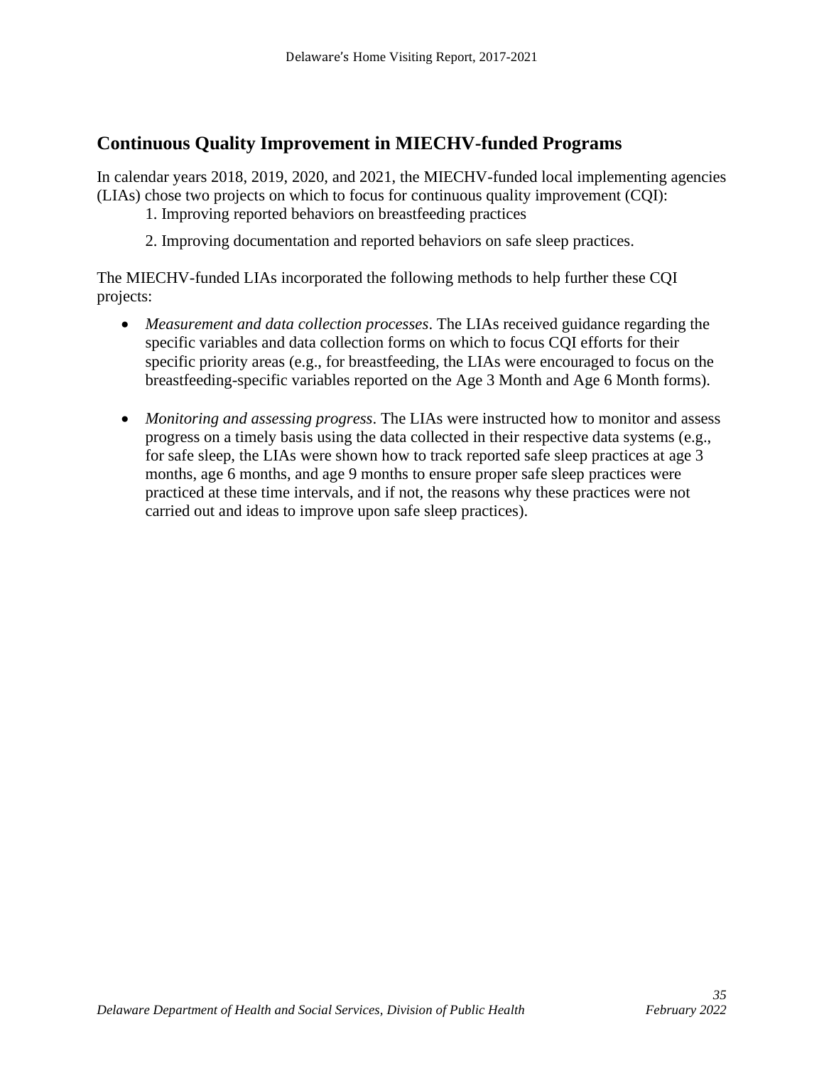## Continuous Quality Improvement in MIECHV-funded Programs

In calendar years 2018, 2019, 2020, and 2021, the MIECHV-funded local implementing agencies (LIAs) chose two projects on which to focus for continuous quality improvement (CQI):

1. Improving reported behaviors on breastfeeding practices
2. Improving documentation and reported behaviors on safe sleep practices.

The MIECHV-funded LIAs incorporated the following methods to help further these CQI projects:

- *Measurement and data collection processes*. The LIAs received guidance regarding the specific variables and data collection forms on which to focus CQI efforts for their specific priority areas (e.g., for breastfeeding, the LIAs were encouraged to focus on the breastfeeding-specific variables reported on the Age 3 Month and Age 6 Month forms).

- *Monitoring and assessing progress*. The LIAs were instructed how to monitor and assess progress on a timely basis using the data collected in their respective data systems (e.g., for safe sleep, the LIAs were shown how to track reported safe sleep practices at age 3 months, age 6 months, and age 9 months to ensure proper safe sleep practices were practiced at these time intervals, and if not, the reasons why these practices were not carried out and ideas to improve upon safe sleep practices).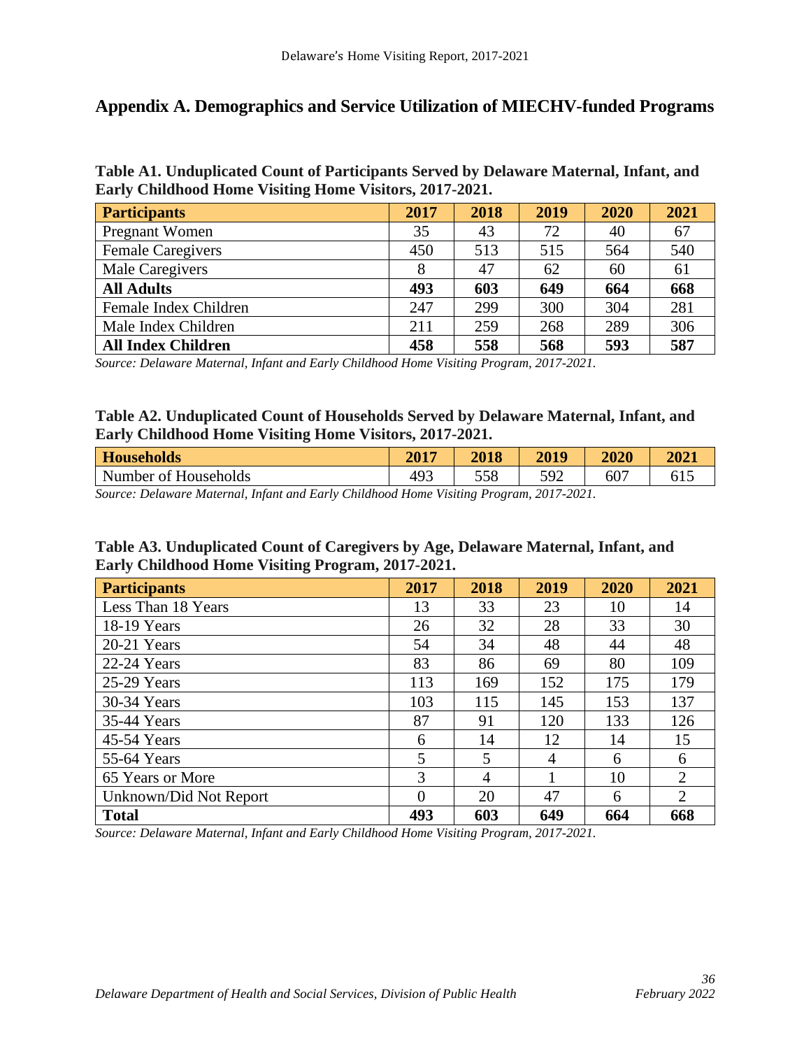## Appendix A. Demographics and Service Utilization of MIECHV-funded Programs

**Table A1. Unduplicated Count of Participants Served by Delaware Maternal, Infant, and Early Childhood Home Visiting Home Visitors, 2017-2021.**

| Participants | 2017 | 2018 | 2019 | 2020 | 2021 |
|---|---|---|---|---|---|
| Pregnant Women | 35 | 43 | 72 | 40 | 67 |
| Female Caregivers | 450 | 513 | 515 | 564 | 540 |
| Male Caregivers | 8 | 47 | 62 | 60 | 61 |
| **All Adults** | **493** | **603** | **649** | **664** | **668** |
| Female Index Children | 247 | 299 | 300 | 304 | 281 |
| Male Index Children | 211 | 259 | 268 | 289 | 306 |
| **All Index Children** | **458** | **558** | **568** | **593** | **587** |

*Source: Delaware Maternal, Infant and Early Childhood Home Visiting Program, 2017-2021.*

**Table A2. Unduplicated Count of Households Served by Delaware Maternal, Infant, and Early Childhood Home Visiting Home Visitors, 2017-2021.**

| Households | 2017 | 2018 | 2019 | 2020 | 2021 |
|---|---|---|---|---|---|
| Number of Households | 493 | 558 | 592 | 607 | 615 |

*Source: Delaware Maternal, Infant and Early Childhood Home Visiting Program, 2017-2021.*

**Table A3. Unduplicated Count of Caregivers by Age, Delaware Maternal, Infant, and Early Childhood Home Visiting Program, 2017-2021.**

| Participants | 2017 | 2018 | 2019 | 2020 | 2021 |
|---|---|---|---|---|---|
| Less Than 18 Years | 13 | 33 | 23 | 10 | 14 |
| 18-19 Years | 26 | 32 | 28 | 33 | 30 |
| 20-21 Years | 54 | 34 | 48 | 44 | 48 |
| 22-24 Years | 83 | 86 | 69 | 80 | 109 |
| 25-29 Years | 113 | 169 | 152 | 175 | 179 |
| 30-34 Years | 103 | 115 | 145 | 153 | 137 |
| 35-44 Years | 87 | 91 | 120 | 133 | 126 |
| 45-54 Years | 6 | 14 | 12 | 14 | 15 |
| 55-64 Years | 5 | 5 | 4 | 6 | 6 |
| 65 Years or More | 3 | 4 | 1 | 10 | 2 |
| Unknown/Did Not Report | 0 | 20 | 47 | 6 | 2 |
| **Total** | **493** | **603** | **649** | **664** | **668** |

*Source: Delaware Maternal, Infant and Early Childhood Home Visiting Program, 2017-2021.*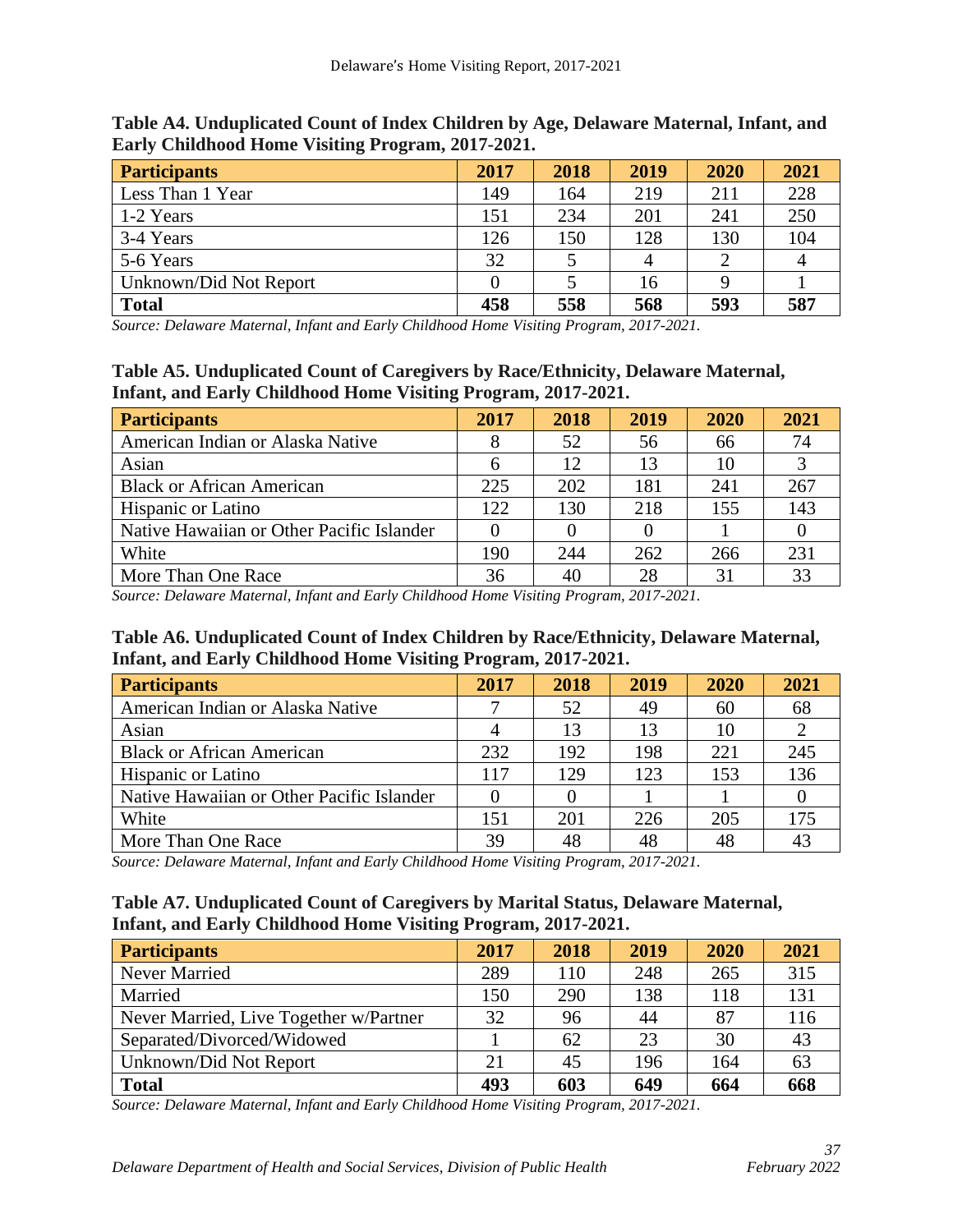**Table A4. Unduplicated Count of Index Children by Age, Delaware Maternal, Infant, and Early Childhood Home Visiting Program, 2017-2021.**

| Participants | 2017 | 2018 | 2019 | 2020 | 2021 |
|---|---|---|---|---|---|
| Less Than 1 Year | 149 | 164 | 219 | 211 | 228 |
| 1-2 Years | 151 | 234 | 201 | 241 | 250 |
| 3-4 Years | 126 | 150 | 128 | 130 | 104 |
| 5-6 Years | 32 | 5 | 4 | 2 | 4 |
| Unknown/Did Not Report | 0 | 5 | 16 | 9 | 1 |
| **Total** | **458** | **558** | **568** | **593** | **587** |

*Source: Delaware Maternal, Infant and Early Childhood Home Visiting Program, 2017-2021.*

**Table A5. Unduplicated Count of Caregivers by Race/Ethnicity, Delaware Maternal, Infant, and Early Childhood Home Visiting Program, 2017-2021.**

| Participants | 2017 | 2018 | 2019 | 2020 | 2021 |
|---|---|---|---|---|---|
| American Indian or Alaska Native | 8 | 52 | 56 | 66 | 74 |
| Asian | 6 | 12 | 13 | 10 | 3 |
| Black or African American | 225 | 202 | 181 | 241 | 267 |
| Hispanic or Latino | 122 | 130 | 218 | 155 | 143 |
| Native Hawaiian or Other Pacific Islander | 0 | 0 | 0 | 1 | 0 |
| White | 190 | 244 | 262 | 266 | 231 |
| More Than One Race | 36 | 40 | 28 | 31 | 33 |

*Source: Delaware Maternal, Infant and Early Childhood Home Visiting Program, 2017-2021.*

**Table A6. Unduplicated Count of Index Children by Race/Ethnicity, Delaware Maternal, Infant, and Early Childhood Home Visiting Program, 2017-2021.**

| Participants | 2017 | 2018 | 2019 | 2020 | 2021 |
|---|---|---|---|---|---|
| American Indian or Alaska Native | 7 | 52 | 49 | 60 | 68 |
| Asian | 4 | 13 | 13 | 10 | 2 |
| Black or African American | 232 | 192 | 198 | 221 | 245 |
| Hispanic or Latino | 117 | 129 | 123 | 153 | 136 |
| Native Hawaiian or Other Pacific Islander | 0 | 0 | 1 | 1 | 0 |
| White | 151 | 201 | 226 | 205 | 175 |
| More Than One Race | 39 | 48 | 48 | 48 | 43 |

*Source: Delaware Maternal, Infant and Early Childhood Home Visiting Program, 2017-2021.*

**Table A7. Unduplicated Count of Caregivers by Marital Status, Delaware Maternal, Infant, and Early Childhood Home Visiting Program, 2017-2021.**

| Participants | 2017 | 2018 | 2019 | 2020 | 2021 |
|---|---|---|---|---|---|
| Never Married | 289 | 110 | 248 | 265 | 315 |
| Married | 150 | 290 | 138 | 118 | 131 |
| Never Married, Live Together w/Partner | 32 | 96 | 44 | 87 | 116 |
| Separated/Divorced/Widowed | 1 | 62 | 23 | 30 | 43 |
| Unknown/Did Not Report | 21 | 45 | 196 | 164 | 63 |
| **Total** | **493** | **603** | **649** | **664** | **668** |

*Source: Delaware Maternal, Infant and Early Childhood Home Visiting Program, 2017-2021.*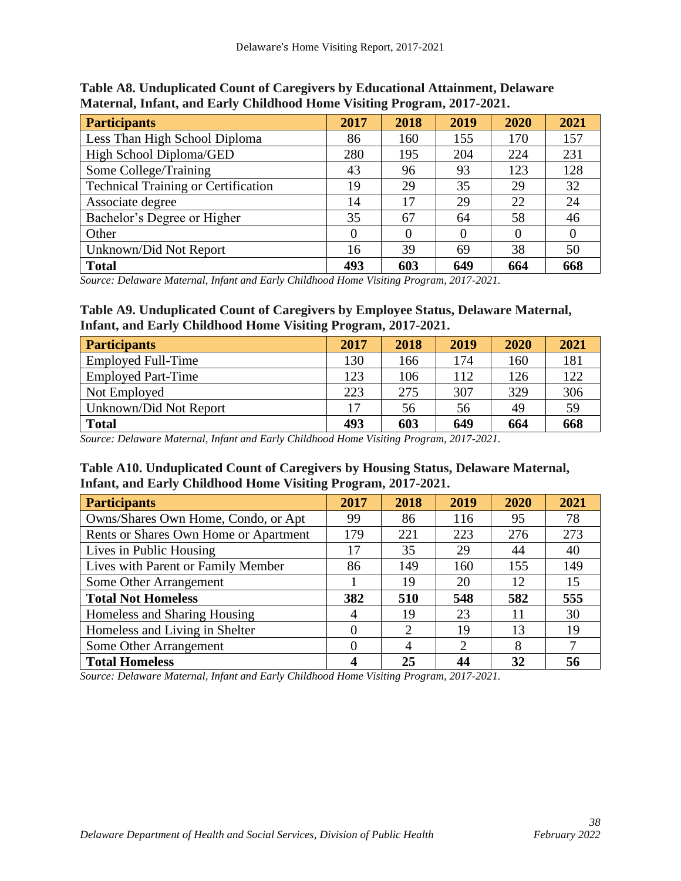**Table A8. Unduplicated Count of Caregivers by Educational Attainment, Delaware Maternal, Infant, and Early Childhood Home Visiting Program, 2017-2021.**

| Participants | 2017 | 2018 | 2019 | 2020 | 2021 |
|---|---|---|---|---|---|
| Less Than High School Diploma | 86 | 160 | 155 | 170 | 157 |
| High School Diploma/GED | 280 | 195 | 204 | 224 | 231 |
| Some College/Training | 43 | 96 | 93 | 123 | 128 |
| Technical Training or Certification | 19 | 29 | 35 | 29 | 32 |
| Associate degree | 14 | 17 | 29 | 22 | 24 |
| Bachelor's Degree or Higher | 35 | 67 | 64 | 58 | 46 |
| Other | 0 | 0 | 0 | 0 | 0 |
| Unknown/Did Not Report | 16 | 39 | 69 | 38 | 50 |
| **Total** | **493** | **603** | **649** | **664** | **668** |

*Source: Delaware Maternal, Infant and Early Childhood Home Visiting Program, 2017-2021.*

**Table A9. Unduplicated Count of Caregivers by Employee Status, Delaware Maternal, Infant, and Early Childhood Home Visiting Program, 2017-2021.**

| Participants | 2017 | 2018 | 2019 | 2020 | 2021 |
|---|---|---|---|---|---|
| Employed Full-Time | 130 | 166 | 174 | 160 | 181 |
| Employed Part-Time | 123 | 106 | 112 | 126 | 122 |
| Not Employed | 223 | 275 | 307 | 329 | 306 |
| Unknown/Did Not Report | 17 | 56 | 56 | 49 | 59 |
| **Total** | **493** | **603** | **649** | **664** | **668** |

*Source: Delaware Maternal, Infant and Early Childhood Home Visiting Program, 2017-2021.*

**Table A10. Unduplicated Count of Caregivers by Housing Status, Delaware Maternal, Infant, and Early Childhood Home Visiting Program, 2017-2021.**

| Participants | 2017 | 2018 | 2019 | 2020 | 2021 |
|---|---|---|---|---|---|
| Owns/Shares Own Home, Condo, or Apt | 99 | 86 | 116 | 95 | 78 |
| Rents or Shares Own Home or Apartment | 179 | 221 | 223 | 276 | 273 |
| Lives in Public Housing | 17 | 35 | 29 | 44 | 40 |
| Lives with Parent or Family Member | 86 | 149 | 160 | 155 | 149 |
| Some Other Arrangement | 1 | 19 | 20 | 12 | 15 |
| **Total Not Homeless** | **382** | **510** | **548** | **582** | **555** |
| Homeless and Sharing Housing | 4 | 19 | 23 | 11 | 30 |
| Homeless and Living in Shelter | 0 | 2 | 19 | 13 | 19 |
| Some Other Arrangement | 0 | 4 | 2 | 8 | 7 |
| **Total Homeless** | **4** | **25** | **44** | **32** | **56** |

*Source: Delaware Maternal, Infant and Early Childhood Home Visiting Program, 2017-2021.*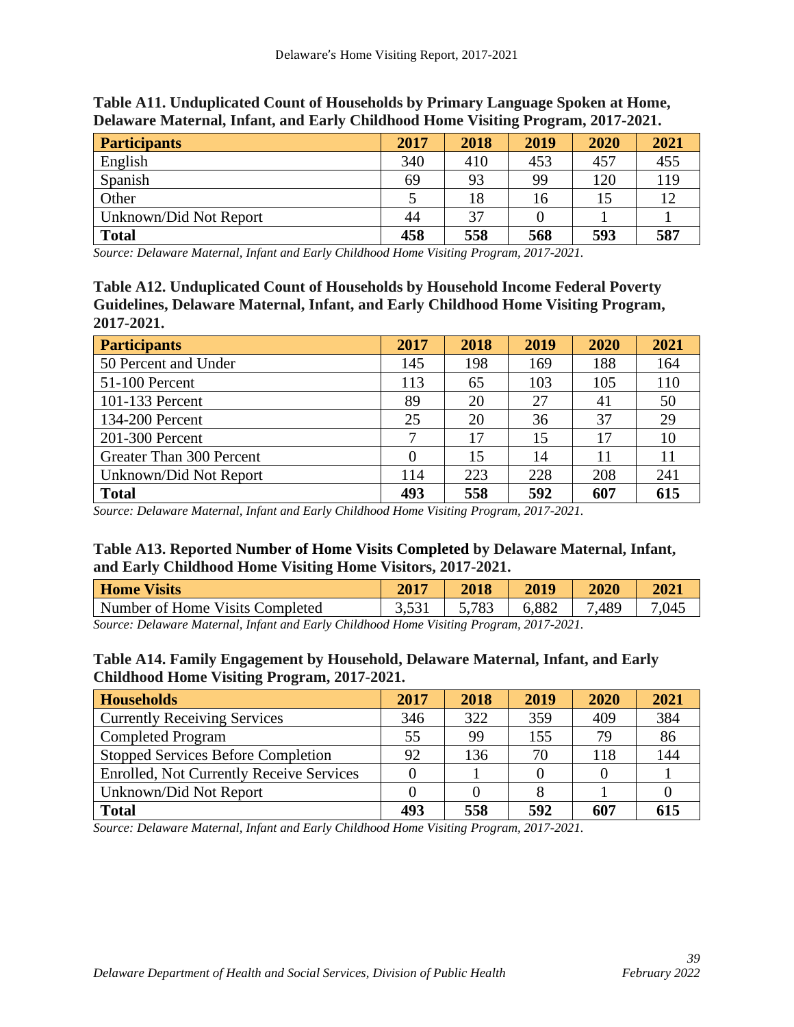**Table A11. Unduplicated Count of Households by Primary Language Spoken at Home, Delaware Maternal, Infant, and Early Childhood Home Visiting Program, 2017-2021.**

| Participants | 2017 | 2018 | 2019 | 2020 | 2021 |
|---|---|---|---|---|---|
| English | 340 | 410 | 453 | 457 | 455 |
| Spanish | 69 | 93 | 99 | 120 | 119 |
| Other | 5 | 18 | 16 | 15 | 12 |
| Unknown/Did Not Report | 44 | 37 | 0 | 1 | 1 |
| **Total** | **458** | **558** | **568** | **593** | **587** |

*Source: Delaware Maternal, Infant and Early Childhood Home Visiting Program, 2017-2021.*

**Table A12. Unduplicated Count of Households by Household Income Federal Poverty Guidelines, Delaware Maternal, Infant, and Early Childhood Home Visiting Program, 2017-2021.**

| Participants | 2017 | 2018 | 2019 | 2020 | 2021 |
|---|---|---|---|---|---|
| 50 Percent and Under | 145 | 198 | 169 | 188 | 164 |
| 51-100 Percent | 113 | 65 | 103 | 105 | 110 |
| 101-133 Percent | 89 | 20 | 27 | 41 | 50 |
| 134-200 Percent | 25 | 20 | 36 | 37 | 29 |
| 201-300 Percent | 7 | 17 | 15 | 17 | 10 |
| Greater Than 300 Percent | 0 | 15 | 14 | 11 | 11 |
| Unknown/Did Not Report | 114 | 223 | 228 | 208 | 241 |
| **Total** | **493** | **558** | **592** | **607** | **615** |

*Source: Delaware Maternal, Infant and Early Childhood Home Visiting Program, 2017-2021.*

**Table A13. Reported Number of Home Visits Completed by Delaware Maternal, Infant, and Early Childhood Home Visiting Home Visitors, 2017-2021.**

| Home Visits | 2017 | 2018 | 2019 | 2020 | 2021 |
|---|---|---|---|---|---|
| Number of Home Visits Completed | 3,531 | 5,783 | 6,882 | 7,489 | 7,045 |

*Source: Delaware Maternal, Infant and Early Childhood Home Visiting Program, 2017-2021.*

**Table A14. Family Engagement by Household, Delaware Maternal, Infant, and Early Childhood Home Visiting Program, 2017-2021.**

| Households | 2017 | 2018 | 2019 | 2020 | 2021 |
|---|---|---|---|---|---|
| Currently Receiving Services | 346 | 322 | 359 | 409 | 384 |
| Completed Program | 55 | 99 | 155 | 79 | 86 |
| Stopped Services Before Completion | 92 | 136 | 70 | 118 | 144 |
| Enrolled, Not Currently Receive Services | 0 | 1 | 0 | 0 | 1 |
| Unknown/Did Not Report | 0 | 0 | 8 | 1 | 0 |
| **Total** | **493** | **558** | **592** | **607** | **615** |

*Source: Delaware Maternal, Infant and Early Childhood Home Visiting Program, 2017-2021.*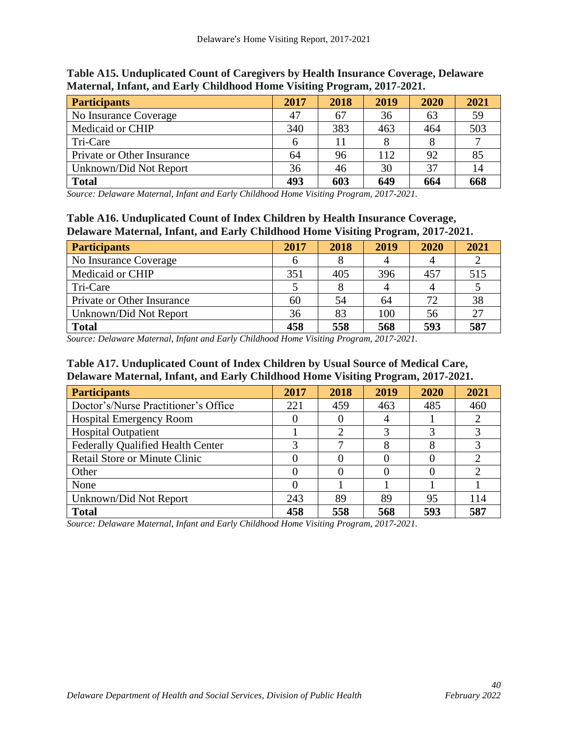**Table A15. Unduplicated Count of Caregivers by Health Insurance Coverage, Delaware Maternal, Infant, and Early Childhood Home Visiting Program, 2017-2021.**

| Participants | 2017 | 2018 | 2019 | 2020 | 2021 |
|---|---|---|---|---|---|
| No Insurance Coverage | 47 | 67 | 36 | 63 | 59 |
| Medicaid or CHIP | 340 | 383 | 463 | 464 | 503 |
| Tri-Care | 6 | 11 | 8 | 8 | 7 |
| Private or Other Insurance | 64 | 96 | 112 | 92 | 85 |
| Unknown/Did Not Report | 36 | 46 | 30 | 37 | 14 |
| **Total** | **493** | **603** | **649** | **664** | **668** |

*Source: Delaware Maternal, Infant and Early Childhood Home Visiting Program, 2017-2021.*

**Table A16. Unduplicated Count of Index Children by Health Insurance Coverage, Delaware Maternal, Infant, and Early Childhood Home Visiting Program, 2017-2021.**

| Participants | 2017 | 2018 | 2019 | 2020 | 2021 |
|---|---|---|---|---|---|
| No Insurance Coverage | 6 | 8 | 4 | 4 | 2 |
| Medicaid or CHIP | 351 | 405 | 396 | 457 | 515 |
| Tri-Care | 5 | 8 | 4 | 4 | 5 |
| Private or Other Insurance | 60 | 54 | 64 | 72 | 38 |
| Unknown/Did Not Report | 36 | 83 | 100 | 56 | 27 |
| **Total** | **458** | **558** | **568** | **593** | **587** |

*Source: Delaware Maternal, Infant and Early Childhood Home Visiting Program, 2017-2021.*

**Table A17. Unduplicated Count of Index Children by Usual Source of Medical Care, Delaware Maternal, Infant, and Early Childhood Home Visiting Program, 2017-2021.**

| Participants | 2017 | 2018 | 2019 | 2020 | 2021 |
|---|---|---|---|---|---|
| Doctor's/Nurse Practitioner's Office | 221 | 459 | 463 | 485 | 460 |
| Hospital Emergency Room | 0 | 0 | 4 | 1 | 2 |
| Hospital Outpatient | 1 | 2 | 3 | 3 | 3 |
| Federally Qualified Health Center | 3 | 7 | 8 | 8 | 3 |
| Retail Store or Minute Clinic | 0 | 0 | 0 | 0 | 2 |
| Other | 0 | 0 | 0 | 0 | 2 |
| None | 0 | 1 | 1 | 1 | 1 |
| Unknown/Did Not Report | 243 | 89 | 89 | 95 | 114 |
| **Total** | **458** | **558** | **568** | **593** | **587** |

*Source: Delaware Maternal, Infant and Early Childhood Home Visiting Program, 2017-2021.*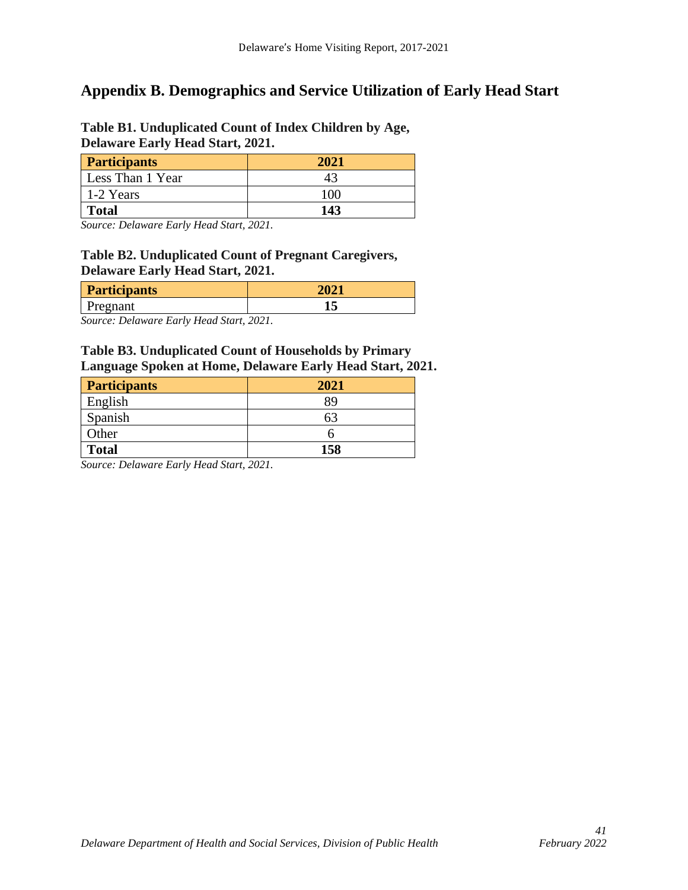## Appendix B. Demographics and Service Utilization of Early Head Start

**Table B1. Unduplicated Count of Index Children by Age, Delaware Early Head Start, 2021.**

| Participants | 2021 |
|---|---|
| Less Than 1 Year | 43 |
| 1-2 Years | 100 |
| **Total** | **143** |

*Source: Delaware Early Head Start, 2021.*

**Table B2. Unduplicated Count of Pregnant Caregivers, Delaware Early Head Start, 2021.**

| Participants | 2021 |
|---|---|
| Pregnant | **15** |

*Source: Delaware Early Head Start, 2021.*

**Table B3. Unduplicated Count of Households by Primary Language Spoken at Home, Delaware Early Head Start, 2021.**

| Participants | 2021 |
|---|---|
| English | 89 |
| Spanish | 63 |
| Other | 6 |
| **Total** | **158** |

*Source: Delaware Early Head Start, 2021.*